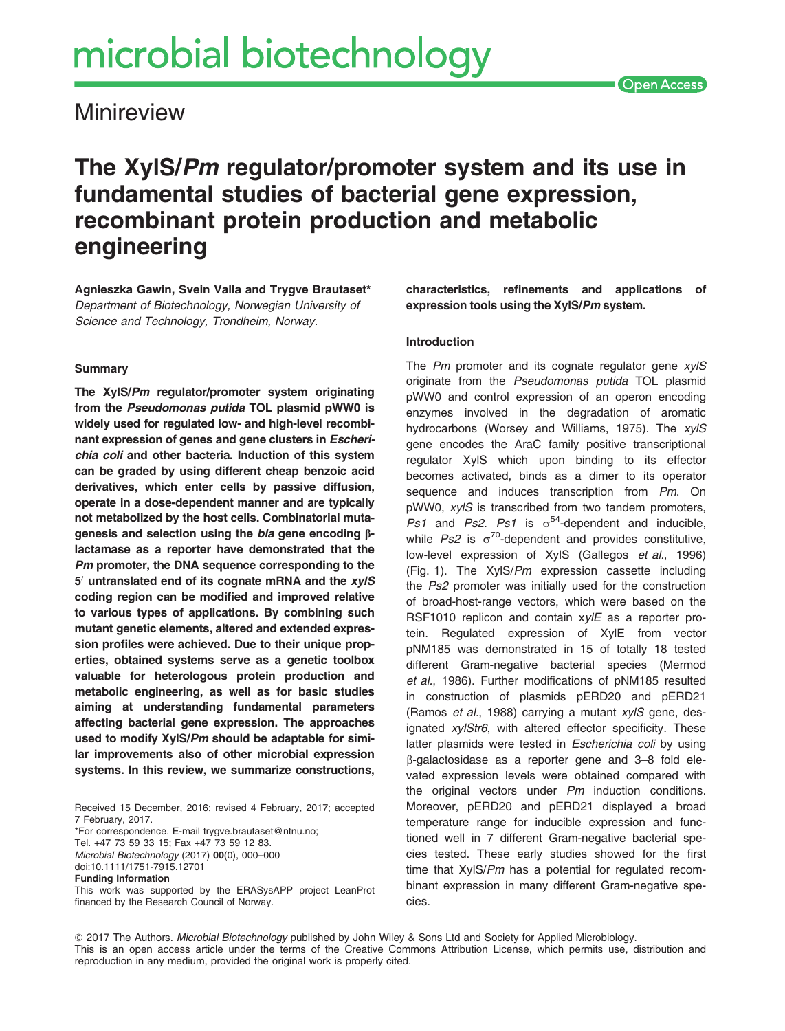# microbial biotechnology

## Minireview

# The XylS/*Pm* regulator/promoter system and its use in fundamental studies of bacterial gene expression, recombinant protein production and metabolic engineering

**Agnieszka Gawin, Svein Valla and Trygve Brautaset***
*Department of Biotechnology, Norwegian University of Science and Technology, Trondheim, Norway.*

### Summary

**The XylS/*Pm* regulator/promoter system originating from the *Pseudomonas putida* TOL plasmid pWW0 is widely used for regulated low- and high-level recombinant expression of genes and gene clusters in *Escherichia coli* and other bacteria. Induction of this system can be graded by using different cheap benzoic acid derivatives, which enter cells by passive diffusion, operate in a dose-dependent manner and are typically not metabolized by the host cells. Combinatorial mutagenesis and selection using the *bla* gene encoding β-lactamase as a reporter have demonstrated that the *Pm* promoter, the DNA sequence corresponding to the 5′ untranslated end of its cognate mRNA and the *xylS* coding region can be modified and improved relative to various types of applications. By combining such mutant genetic elements, altered and extended expression profiles were achieved. Due to their unique properties, obtained systems serve as a genetic toolbox valuable for heterologous protein production and metabolic engineering, as well as for basic studies aiming at understanding fundamental parameters affecting bacterial gene expression. The approaches used to modify XylS/*Pm* should be adaptable for similar improvements also of other microbial expression systems. In this review, we summarize constructions, characteristics, refinements and applications of expression tools using the XylS/*Pm* system.**

Received 15 December, 2016; revised 4 February, 2017; accepted 7 February, 2017.
*For correspondence. E-mail trygve.brautaset@ntnu.no; Tel. +47 73 59 33 15; Fax +47 73 59 12 83.
*Microbial Biotechnology* (2017) **00**(0), 000–000
doi:10.1111/1751-7915.12701
**Funding Information**
This work was supported by the ERASysAPP project LeanProt financed by the Research Council of Norway.

### Introduction

The *Pm* promoter and its cognate regulator gene *xylS* originate from the *Pseudomonas putida* TOL plasmid pWW0 and control expression of an operon encoding enzymes involved in the degradation of aromatic hydrocarbons (Worsey and Williams, 1975). The *xylS* gene encodes the AraC family positive transcriptional regulator XylS which upon binding to its effector becomes activated, binds as a dimer to its operator sequence and induces transcription from *Pm*. On pWW0, *xylS* is transcribed from two tandem promoters, *Ps1* and *Ps2*. *Ps1* is $\sigma^{54}$-dependent and inducible, while *Ps2* is $\sigma^{70}$-dependent and provides constitutive, low-level expression of XylS (Gallegos *et al*., 1996) (Fig. 1). The XylS/*Pm* expression cassette including the *Ps2* promoter was initially used for the construction of broad-host-range vectors, which were based on the RSF1010 replicon and contain *xylE* as a reporter protein. Regulated expression of XylE from vector pNM185 was demonstrated in 15 of totally 18 tested different Gram-negative bacterial species (Mermod *et al*., 1986). Further modifications of pNM185 resulted in construction of plasmids pERD20 and pERD21 (Ramos *et al*., 1988) carrying a mutant *xylS* gene, designated *xylStr6*, with altered effector specificity. These latter plasmids were tested in *Escherichia coli* by using β-galactosidase as a reporter gene and 3–8 fold elevated expression levels were obtained compared with the original vectors under *Pm* induction conditions. Moreover, pERD20 and pERD21 displayed a broad temperature range for inducible expression and functioned well in 7 different Gram-negative bacterial species tested. These early studies showed for the first time that XylS/*Pm* has a potential for regulated recombinant expression in many different Gram-negative species.

© 2017 The Authors. *Microbial Biotechnology* published by John Wiley & Sons Ltd and Society for Applied Microbiology.
This is an open access article under the terms of the Creative Commons Attribution License, which permits use, distribution and reproduction in any medium, provided the original work is properly cited.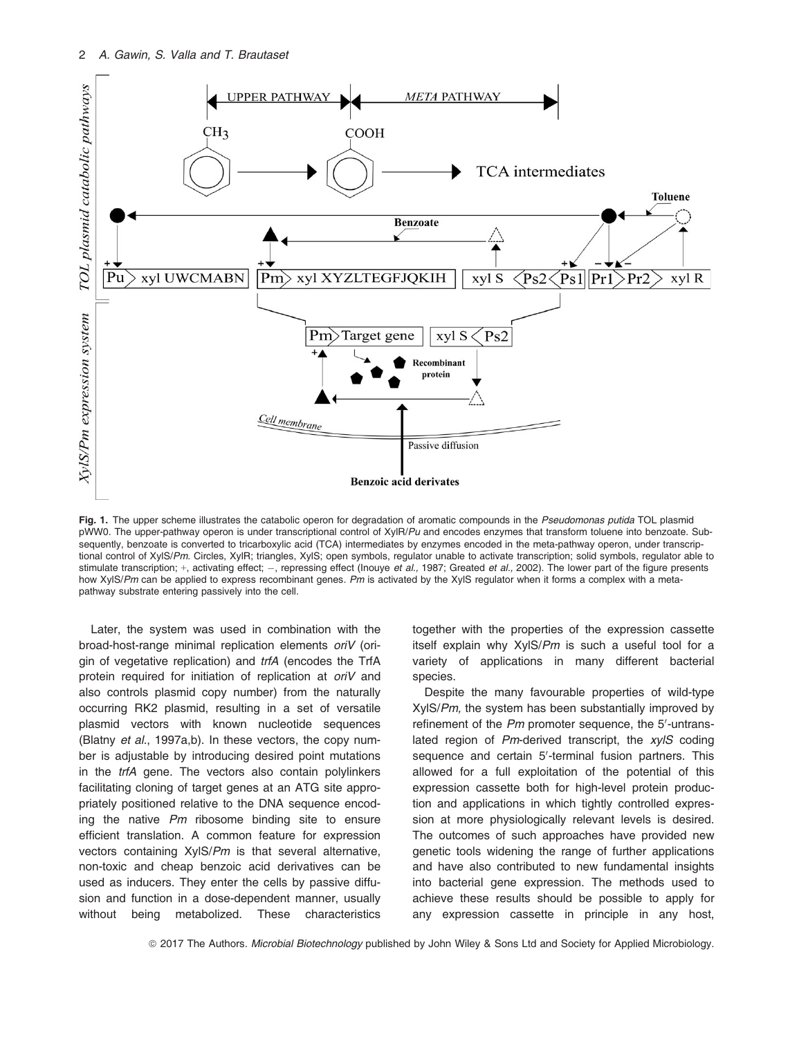**Fig. 1.** The upper scheme illustrates the catabolic operon for degradation of aromatic compounds in the *Pseudomonas putida* TOL plasmid pWW0. The upper-pathway operon is under transcriptional control of XylR/*Pu* and encodes enzymes that transform toluene into benzoate. Subsequently, benzoate is converted to tricarboxylic acid (TCA) intermediates by enzymes encoded in the meta-pathway operon, under transcriptional control of XylS/*Pm*. Circles, XylR; triangles, XylS; open symbols, regulator unable to activate transcription; solid symbols, regulator able to stimulate transcription; +, activating effect; −, repressing effect (Inouye *et al.,* 1987; Greated *et al.,* 2002). The lower part of the figure presents how XylS/*Pm* can be applied to express recombinant genes. *Pm* is activated by the XylS regulator when it forms a complex with a meta-pathway substrate entering passively into the cell.

Later, the system was used in combination with the broad-host-range minimal replication elements *oriV* (origin of vegetative replication) and *trfA* (encodes the TrfA protein required for initiation of replication at *oriV* and also controls plasmid copy number) from the naturally occurring RK2 plasmid, resulting in a set of versatile plasmid vectors with known nucleotide sequences (Blatny *et al.*, 1997a,b). In these vectors, the copy number is adjustable by introducing desired point mutations in the *trfA* gene. The vectors also contain polylinkers facilitating cloning of target genes at an ATG site appropriately positioned relative to the DNA sequence encoding the native *Pm* ribosome binding site to ensure efficient translation. A common feature for expression vectors containing XylS/*Pm* is that several alternative, non-toxic and cheap benzoic acid derivatives can be used as inducers. They enter the cells by passive diffusion and function in a dose-dependent manner, usually without being metabolized. These characteristics together with the properties of the expression cassette itself explain why XylS/*Pm* is such a useful tool for a variety of applications in many different bacterial species.

Despite the many favourable properties of wild-type XylS/*Pm,* the system has been substantially improved by refinement of the *Pm* promoter sequence, the 5′-untranslated region of *Pm*-derived transcript, the *xylS* coding sequence and certain 5′-terminal fusion partners. This allowed for a full exploitation of the potential of this expression cassette both for high-level protein production and applications in which tightly controlled expression at more physiologically relevant levels is desired. The outcomes of such approaches have provided new genetic tools widening the range of further applications and have also contributed to new fundamental insights into bacterial gene expression. The methods used to achieve these results should be possible to apply for any expression cassette in principle in any host,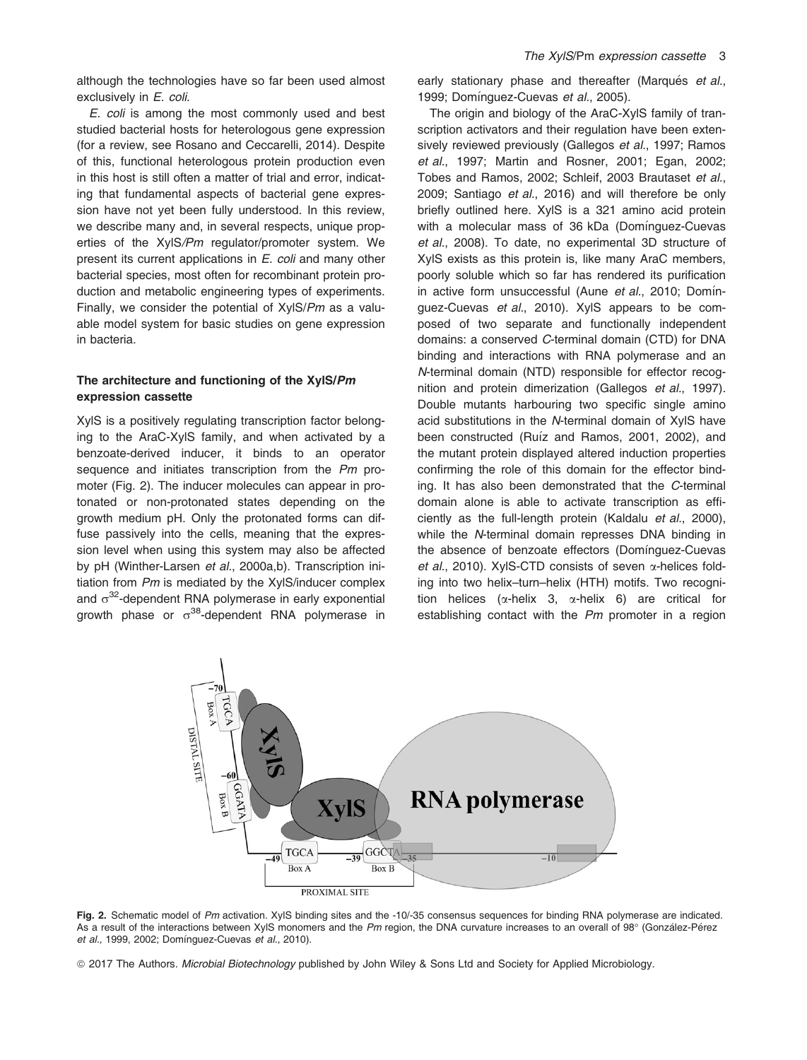although the technologies have so far been used almost exclusively in *E. coli*.

*E. coli* is among the most commonly used and best studied bacterial hosts for heterologous gene expression (for a review, see Rosano and Ceccarelli, 2014). Despite of this, functional heterologous protein production even in this host is still often a matter of trial and error, indicating that fundamental aspects of bacterial gene expression have not yet been fully understood. In this review, we describe many and, in several respects, unique properties of the XylS/*Pm* regulator/promoter system. We present its current applications in *E. coli* and many other bacterial species, most often for recombinant protein production and metabolic engineering types of experiments. Finally, we consider the potential of XylS/*Pm* as a valuable model system for basic studies on gene expression in bacteria.

## The architecture and functioning of the XylS/*Pm* expression cassette

XylS is a positively regulating transcription factor belonging to the AraC-XylS family, and when activated by a benzoate-derived inducer, it binds to an operator sequence and initiates transcription from the *Pm* promoter (Fig. 2). The inducer molecules can appear in protonated or non-protonated states depending on the growth medium pH. Only the protonated forms can diffuse passively into the cells, meaning that the expression level when using this system may also be affected by pH (Winther-Larsen *et al*., 2000a,b). Transcription initiation from *Pm* is mediated by the XylS/inducer complex and $\sigma^{32}$-dependent RNA polymerase in early exponential growth phase or $\sigma^{38}$-dependent RNA polymerase in early stationary phase and thereafter (Marqués *et al*., 1999; Domínguez-Cuevas *et al*., 2005).

The origin and biology of the AraC-XylS family of transcription activators and their regulation have been extensively reviewed previously (Gallegos *et al*., 1997; Ramos *et al*., 1997; Martin and Rosner, 2001; Egan, 2002; Tobes and Ramos, 2002; Schleif, 2003 Brautaset *et al*., 2009; Santiago *et al*., 2016) and will therefore be only briefly outlined here. XylS is a 321 amino acid protein with a molecular mass of 36 kDa (Domínguez-Cuevas *et al*., 2008). To date, no experimental 3D structure of XylS exists as this protein is, like many AraC members, poorly soluble which so far has rendered its purification in active form unsuccessful (Aune *et al*., 2010; Domínguez-Cuevas *et al*., 2010). XylS appears to be composed of two separate and functionally independent domains: a conserved *C*-terminal domain (CTD) for DNA binding and interactions with RNA polymerase and an *N*-terminal domain (NTD) responsible for effector recognition and protein dimerization (Gallegos *et al*., 1997). Double mutants harbouring two specific single amino acid substitutions in the *N*-terminal domain of XylS have been constructed (Ruíz and Ramos, 2001, 2002), and the mutant protein displayed altered induction properties confirming the role of this domain for the effector binding. It has also been demonstrated that the *C*-terminal domain alone is able to activate transcription as efficiently as the full-length protein (Kaldalu *et al*., 2000), while the *N*-terminal domain represses DNA binding in the absence of benzoate effectors (Domínguez-Cuevas *et al*., 2010). XylS-CTD consists of seven α-helices folding into two helix–turn–helix (HTH) motifs. Two recognition helices (α-helix 3, α-helix 6) are critical for establishing contact with the *Pm* promoter in a region

**Fig. 2.** Schematic model of *Pm* activation. XylS binding sites and the -10/-35 consensus sequences for binding RNA polymerase are indicated. As a result of the interactions between XylS monomers and the *Pm* region, the DNA curvature increases to an overall of 98° (González-Pérez *et al.,* 1999, 2002; Domínguez-Cuevas *et al.,* 2010).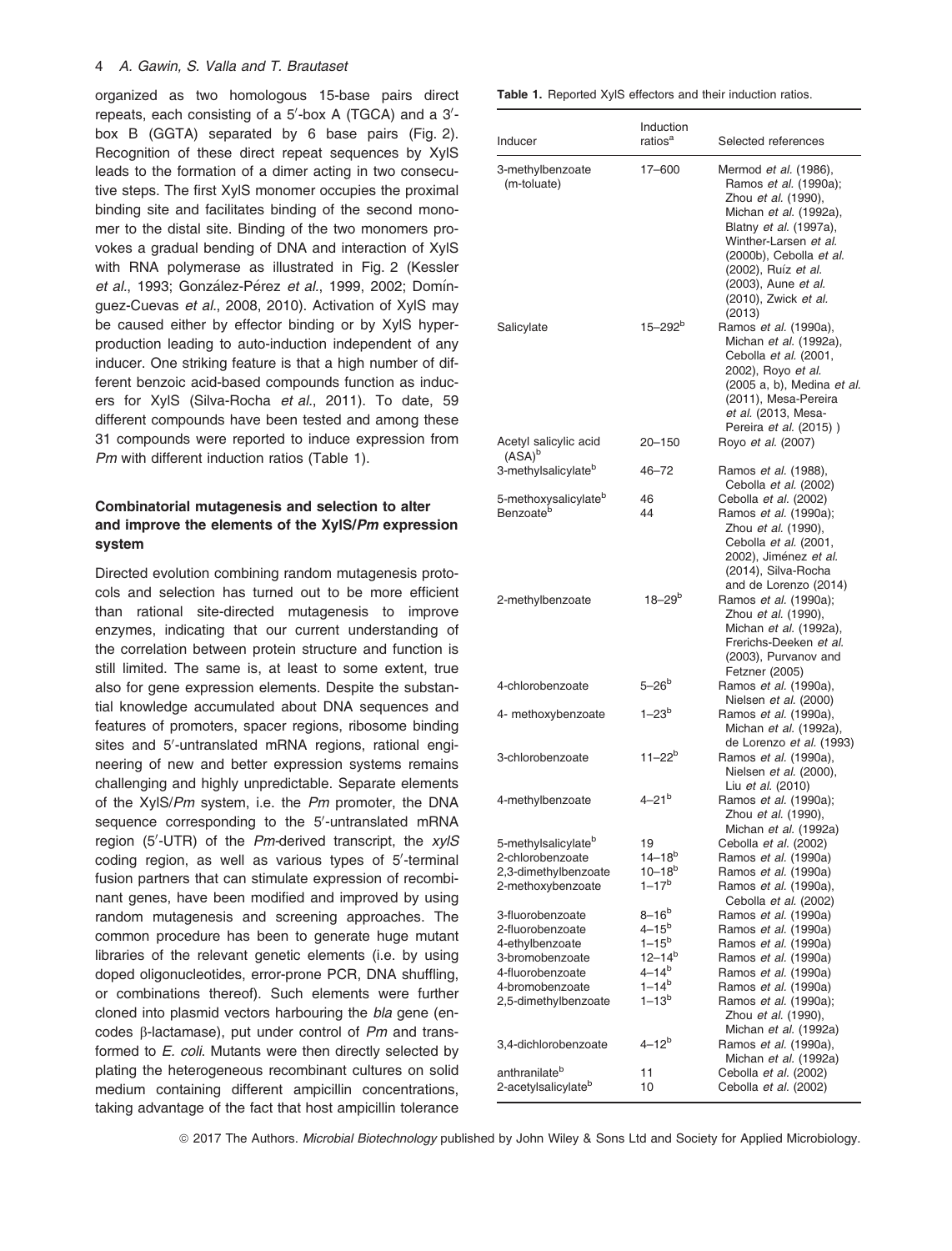organized as two homologous 15-base pairs direct repeats, each consisting of a 5′-box A (TGCA) and a 3′-box B (GGTA) separated by 6 base pairs (Fig. 2). Recognition of these direct repeat sequences by XylS leads to the formation of a dimer acting in two consecutive steps. The first XylS monomer occupies the proximal binding site and facilitates binding of the second monomer to the distal site. Binding of the two monomers provokes a gradual bending of DNA and interaction of XylS with RNA polymerase as illustrated in Fig. 2 (Kessler *et al*., 1993; González-Pérez *et al*., 1999, 2002; Domínguez-Cuevas *et al*., 2008, 2010). Activation of XylS may be caused either by effector binding or by XylS hyperproduction leading to auto-induction independent of any inducer. One striking feature is that a high number of different benzoic acid-based compounds function as inducers for XylS (Silva-Rocha *et al*., 2011). To date, 59 different compounds have been tested and among these 31 compounds were reported to induce expression from *Pm* with different induction ratios (Table 1).

### Combinatorial mutagenesis and selection to alter and improve the elements of the XylS/*Pm* expression system

Directed evolution combining random mutagenesis protocols and selection has turned out to be more efficient than rational site-directed mutagenesis to improve enzymes, indicating that our current understanding of the correlation between protein structure and function is still limited. The same is, at least to some extent, true also for gene expression elements. Despite the substantial knowledge accumulated about DNA sequences and features of promoters, spacer regions, ribosome binding sites and 5′-untranslated mRNA regions, rational engineering of new and better expression systems remains challenging and highly unpredictable. Separate elements of the XylS/*Pm* system, i.e. the *Pm* promoter, the DNA sequence corresponding to the 5′-untranslated mRNA region (5′-UTR) of the *Pm*-derived transcript, the *xylS* coding region, as well as various types of 5′-terminal fusion partners that can stimulate expression of recombinant genes, have been modified and improved by using random mutagenesis and screening approaches. The common procedure has been to generate huge mutant libraries of the relevant genetic elements (i.e. by using doped oligonucleotides, error-prone PCR, DNA shuffling, or combinations thereof). Such elements were further cloned into plasmid vectors harbouring the *bla* gene (encodes β-lactamase), put under control of *Pm* and transformed to *E. coli*. Mutants were then directly selected by plating the heterogeneous recombinant cultures on solid medium containing different ampicillin concentrations, taking advantage of the fact that host ampicillin tolerance

**Table 1.** Reported XylS effectors and their induction ratios.

| Inducer | Induction ratios[a] | Selected references |
|---|---|---|
| 3-methylbenzoate (m-toluate) | 17–600 | Mermod *et al.* (1986), Ramos *et al.* (1990a); Zhou *et al.* (1990), Michan *et al.* (1992a), Blatny *et al.* (1997a), Winther-Larsen *et al.* (2000b), Cebolla *et al.* (2002), Ruíz *et al.* (2003), Aune *et al.* (2010), Zwick *et al.* (2013) |
| Salicylate | 15–292[b] | Ramos *et al.* (1990a), Michan *et al.* (1992a), Cebolla *et al.* (2001, 2002), Royo *et al.* (2005 a, b), Medina *et al.* (2011), Mesa-Pereira *et al.* (2013, Mesa-Pereira *et al.* (2015) ) |
| Acetyl salicylic acid (ASA)[b] | 20–150 | Royo *et al.* (2007) |
| 3-methylsalicylate[b] | 46–72 | Ramos *et al.* (1988), Cebolla *et al.* (2002) |
| 5-methoxysalicylate[b] | 46 | Cebolla *et al.* (2002) |
| Benzoate[b] | 44 | Ramos *et al.* (1990a); Zhou *et al.* (1990), Cebolla *et al.* (2001, 2002), Jiménez *et al.* (2014), Silva-Rocha and de Lorenzo (2014) |
| 2-methylbenzoate | 18–29[b] | Ramos *et al.* (1990a); Zhou *et al.* (1990), Michan *et al.* (1992a), Frerichs-Deeken *et al.* (2003), Purvanov and Fetzner (2005) |
| 4-chlorobenzoate | 5–26[b] | Ramos *et al.* (1990a), Nielsen *et al.* (2000) |
| 4- methoxybenzoate | 1–23[b] | Ramos *et al.* (1990a), Michan *et al.* (1992a), de Lorenzo *et al.* (1993) |
| 3-chlorobenzoate | 11–22[b] | Ramos *et al.* (1990a), Nielsen *et al.* (2000), Liu *et al.* (2010) |
| 4-methylbenzoate | 4–21[b] | Ramos *et al.* (1990a); Zhou *et al.* (1990), Michan *et al.* (1992a) |
| 5-methylsalicylate[b] | 19 | Cebolla *et al.* (2002) |
| 2-chlorobenzoate | 14–18[b] | Ramos *et al.* (1990a) |
| 2,3-dimethylbenzoate | 10–18[b] | Ramos *et al.* (1990a) |
| 2-methoxybenzoate | 1–17[b] | Ramos *et al.* (1990a), Cebolla *et al.* (2002) |
| 3-fluorobenzoate | 8–16[b] | Ramos *et al.* (1990a) |
| 2-fluorobenzoate | 4–15[b] | Ramos *et al.* (1990a) |
| 4-ethylbenzoate | 1–15[b] | Ramos *et al.* (1990a) |
| 3-bromobenzoate | 12–14[b] | Ramos *et al.* (1990a) |
| 4-fluorobenzoate | 4–14[b] | Ramos *et al.* (1990a) |
| 4-bromobenzoate | 1–14[b] | Ramos *et al.* (1990a) |
| 2,5-dimethylbenzoate | 1–13[b] | Ramos *et al.* (1990a); Zhou *et al.* (1990), Michan *et al.* (1992a) |
| 3,4-dichlorobenzoate | 4–12[b] | Ramos *et al.* (1990a), Michan *et al.* (1992a) |
| anthranilate[b] | 11 | Cebolla *et al.* (2002) |
| 2-acetylsalicylate[b] | 10 | Cebolla *et al.* (2002) |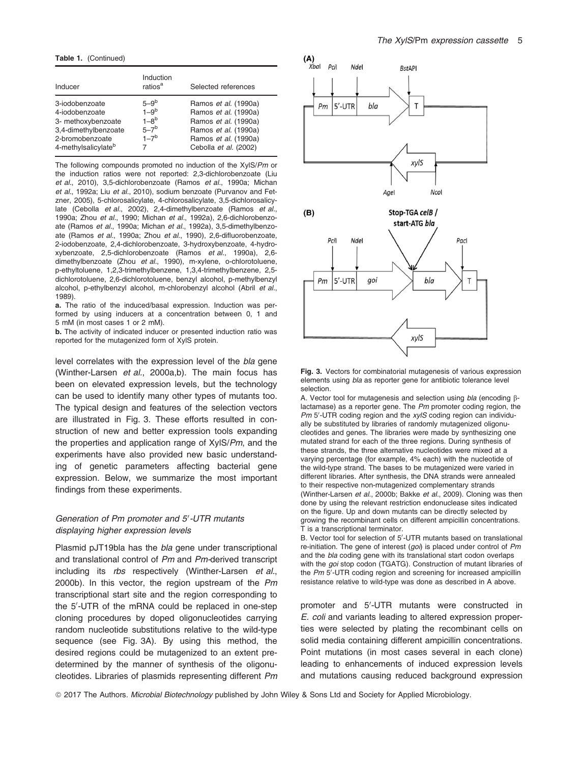**Table 1.** (Continued)

| Inducer | Induction ratios[a] | Selected references |
|---|---|---|
| 3-iodobenzoate | 5–9[b] | Ramos *et al.* (1990a) |
| 4-iodobenzoate | 1–9[b] | Ramos *et al.* (1990a) |
| 3- methoxybenzoate | 1–8[b] | Ramos *et al.* (1990a) |
| 3,4-dimethylbenzoate | 5–7[b] | Ramos *et al.* (1990a) |
| 2-bromobenzoate | 1–7[b] | Ramos *et al.* (1990a) |
| 4-methylsalicylate[b] | 7 | Cebolla *et al.* (2002) |

The following compounds promoted no induction of the XylS/*Pm* or the induction ratios were not reported: 2,3-dichlorobenzoate (Liu *et al.*, 2010), 3,5-dichlorobenzoate (Ramos *et al.*, 1990a; Michan *et al.*, 1992a; Liu *et al.*, 2010), sodium benzoate (Purvanov and Fetzner, 2005), 5-chlorosalicylate, 4-chlorosalicylate, 3,5-dichlorosalicylate (Cebolla *et al.*, 2002), 2,4-dimethylbenzoate (Ramos *et al.*, 1990a; Zhou *et al.*, 1990; Michan *et al.*, 1992a), 2,6-dichlorobenzoate (Ramos *et al.*, 1990a; Michan *et al.*, 1992a), 3,5-dimethylbenzoate (Ramos *et al.*, 1990a; Zhou *et al.*, 1990), 2,6-difluorobenzoate, 2-iodobenzoate, 2,4-dichlorobenzoate, 3-hydroxybenzoate, 4-hydroxybenzoate, 2,5-dichlorobenzoate (Ramos *et al.*, 1990a), 2,6-dimethylbenzoate (Zhou *et al.*, 1990), m-xylene, o-chlorotoluene, p-ethyltoluene, 1,2,3-trimethylbenzene, 1,3,4-trimethylbenzene, 2,5-dichlorotoluene, 2,6-dichlorotoluene, benzyl alcohol, p-methylbenzyl alcohol, p-ethylbenzyl alcohol, m-chlorobenzyl alcohol (Abril *et al.*, 1989).

**a.** The ratio of the induced/basal expression. Induction was performed by using inducers at a concentration between 0, 1 and 5 mM (in most cases 1 or 2 mM).

**b.** The activity of indicated inducer or presented induction ratio was reported for the mutagenized form of XylS protein.

level correlates with the expression level of the *bla* gene (Winther-Larsen *et al.*, 2000a,b). The main focus has been on elevated expression levels, but the technology can be used to identify many other types of mutants too. The typical design and features of the selection vectors are illustrated in Fig. 3. These efforts resulted in construction of new and better expression tools expanding the properties and application range of XylS/*Pm*, and the experiments have also provided new basic understanding of genetic parameters affecting bacterial gene expression. Below, we summarize the most important findings from these experiments.

### *Generation of Pm promoter and 5′-UTR mutants displaying higher expression levels*

Plasmid pJT19bla has the *bla* gene under transcriptional and translational control of *Pm* and *Pm*-derived transcript including its *rbs* respectively (Winther-Larsen *et al.*, 2000b). In this vector, the region upstream of the *Pm* transcriptional start site and the region corresponding to the 5′-UTR of the mRNA could be replaced in one-step cloning procedures by doped oligonucleotides carrying random nucleotide substitutions relative to the wild-type sequence (see Fig. 3A). By using this method, the desired regions could be mutagenized to an extent predetermined by the manner of synthesis of the oligonucleotides. Libraries of plasmids representing different *Pm* promoter and 5′-UTR mutants were constructed in *E. coli* and variants leading to altered expression properties were selected by plating the recombinant cells on solid media containing different ampicillin concentrations. Point mutations (in most cases several in each clone) leading to enhancements of induced expression levels and mutations causing reduced background expression

**Fig. 3.** Vectors for combinatorial mutagenesis of various expression elements using *bla* as reporter gene for antibiotic tolerance level selection.

A. Vector tool for mutagenesis and selection using *bla* (encoding β-lactamase) as a reporter gene. The *Pm* promoter coding region, the *Pm* 5′-UTR coding region and the *xylS* coding region can individually be substituted by libraries of randomly mutagenized oligonucleotides and genes. The libraries were made by synthesizing one mutated strand for each of the three regions. During synthesis of these strands, the three alternative nucleotides were mixed at a varying percentage (for example, 4% each) with the nucleotide of the wild-type strand. The bases to be mutagenized were varied in different libraries. After synthesis, the DNA strands were annealed to their respective non-mutagenized complementary strands (Winther-Larsen *et al.*, 2000b; Bakke *et al.*, 2009). Cloning was then done by using the relevant restriction endonuclease sites indicated on the figure. Up and down mutants can be directly selected by growing the recombinant cells on different ampicillin concentrations. T is a transcriptional terminator.

B. Vector tool for selection of 5′-UTR mutants based on translational re-initiation. The gene of interest (*goi*) is placed under control of *Pm* and the *bla* coding gene with its translational start codon overlaps with the *goi* stop codon (TGATG). Construction of mutant libraries of the *Pm* 5′-UTR coding region and screening for increased ampicillin resistance relative to wild-type was done as described in A above.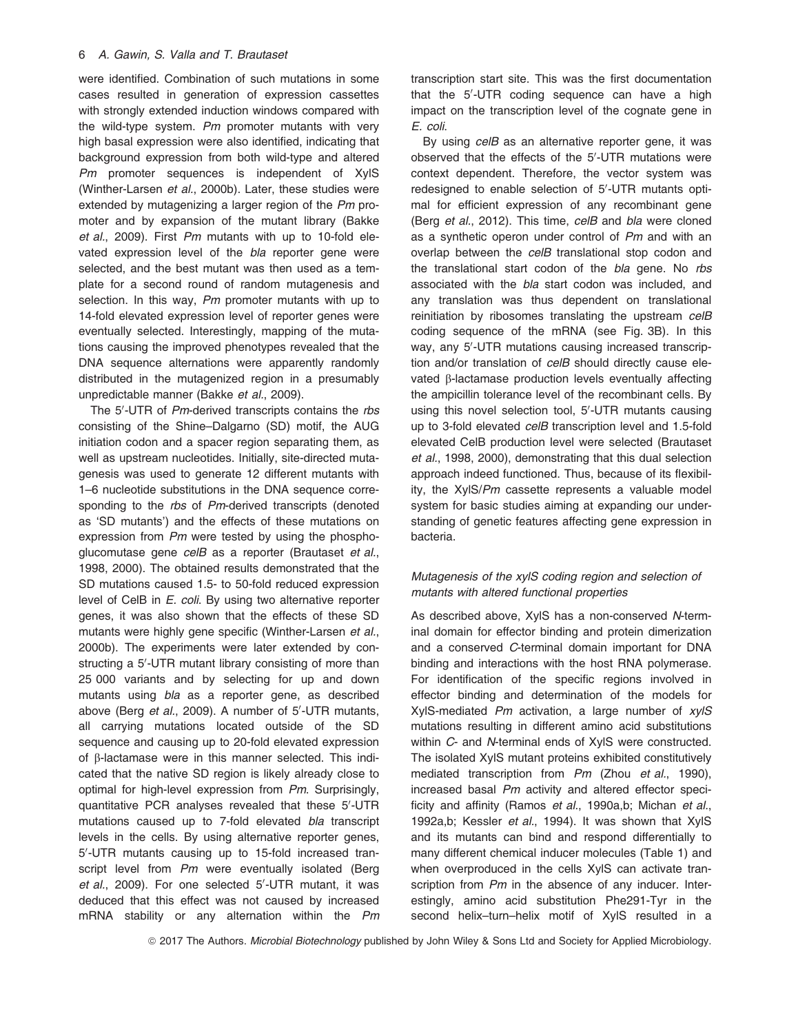were identified. Combination of such mutations in some cases resulted in generation of expression cassettes with strongly extended induction windows compared with the wild-type system. *Pm* promoter mutants with very high basal expression were also identified, indicating that background expression from both wild-type and altered *Pm* promoter sequences is independent of XylS (Winther-Larsen *et al.*, 2000b). Later, these studies were extended by mutagenizing a larger region of the *Pm* promoter and by expansion of the mutant library (Bakke *et al.*, 2009). First *Pm* mutants with up to 10-fold elevated expression level of the *bla* reporter gene were selected, and the best mutant was then used as a template for a second round of random mutagenesis and selection. In this way, *Pm* promoter mutants with up to 14-fold elevated expression level of reporter genes were eventually selected. Interestingly, mapping of the mutations causing the improved phenotypes revealed that the DNA sequence alternations were apparently randomly distributed in the mutagenized region in a presumably unpredictable manner (Bakke *et al.*, 2009).

The 5′-UTR of *Pm*-derived transcripts contains the *rbs* consisting of the Shine–Dalgarno (SD) motif, the AUG initiation codon and a spacer region separating them, as well as upstream nucleotides. Initially, site-directed mutagenesis was used to generate 12 different mutants with 1–6 nucleotide substitutions in the DNA sequence corresponding to the *rbs* of *Pm*-derived transcripts (denoted as 'SD mutants') and the effects of these mutations on expression from *Pm* were tested by using the phosphoglucomutase gene *celB* as a reporter (Brautaset *et al.*, 1998, 2000). The obtained results demonstrated that the SD mutations caused 1.5- to 50-fold reduced expression level of CelB in *E. coli*. By using two alternative reporter genes, it was also shown that the effects of these SD mutants were highly gene specific (Winther-Larsen *et al.*, 2000b). The experiments were later extended by constructing a 5′-UTR mutant library consisting of more than 25 000 variants and by selecting for up and down mutants using *bla* as a reporter gene, as described above (Berg *et al.*, 2009). A number of 5′-UTR mutants, all carrying mutations located outside of the SD sequence and causing up to 20-fold elevated expression of β-lactamase were in this manner selected. This indicated that the native SD region is likely already close to optimal for high-level expression from *Pm*. Surprisingly, quantitative PCR analyses revealed that these 5′-UTR mutations caused up to 7-fold elevated *bla* transcript levels in the cells. By using alternative reporter genes, 5′-UTR mutants causing up to 15-fold increased transcript level from *Pm* were eventually isolated (Berg *et al.*, 2009). For one selected 5′-UTR mutant, it was deduced that this effect was not caused by increased mRNA stability or any alternation within the *Pm* transcription start site. This was the first documentation that the 5′-UTR coding sequence can have a high impact on the transcription level of the cognate gene in *E. coli*.

By using *celB* as an alternative reporter gene, it was observed that the effects of the 5′-UTR mutations were context dependent. Therefore, the vector system was redesigned to enable selection of 5′-UTR mutants optimal for efficient expression of any recombinant gene (Berg *et al.*, 2012). This time, *celB* and *bla* were cloned as a synthetic operon under control of *Pm* and with an overlap between the *celB* translational stop codon and the translational start codon of the *bla* gene. No *rbs* associated with the *bla* start codon was included, and any translation was thus dependent on translational reinitiation by ribosomes translating the upstream *celB* coding sequence of the mRNA (see Fig. 3B). In this way, any 5′-UTR mutations causing increased transcription and/or translation of *celB* should directly cause elevated β-lactamase production levels eventually affecting the ampicillin tolerance level of the recombinant cells. By using this novel selection tool, 5′-UTR mutants causing up to 3-fold elevated *celB* transcription level and 1.5-fold elevated CelB production level were selected (Brautaset *et al.*, 1998, 2000), demonstrating that this dual selection approach indeed functioned. Thus, because of its flexibility, the XylS/*Pm* cassette represents a valuable model system for basic studies aiming at expanding our understanding of genetic features affecting gene expression in bacteria.

### *Mutagenesis of the xylS coding region and selection of mutants with altered functional properties*

As described above, XylS has a non-conserved *N*-terminal domain for effector binding and protein dimerization and a conserved *C*-terminal domain important for DNA binding and interactions with the host RNA polymerase. For identification of the specific regions involved in effector binding and determination of the models for XylS-mediated *Pm* activation, a large number of *xylS* mutations resulting in different amino acid substitutions within *C*- and *N*-terminal ends of XylS were constructed. The isolated XylS mutant proteins exhibited constitutively mediated transcription from *Pm* (Zhou *et al.*, 1990), increased basal *Pm* activity and altered effector specificity and affinity (Ramos *et al.*, 1990a,b; Michan *et al.*, 1992a,b; Kessler *et al.*, 1994). It was shown that XylS and its mutants can bind and respond differentially to many different chemical inducer molecules (Table 1) and when overproduced in the cells XylS can activate transcription from *Pm* in the absence of any inducer. Interestingly, amino acid substitution Phe291-Tyr in the second helix–turn–helix motif of XylS resulted in a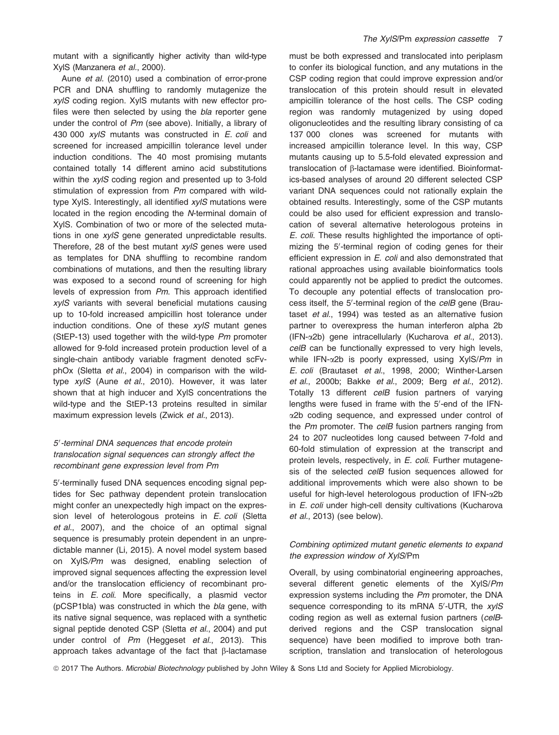mutant with a significantly higher activity than wild-type XylS (Manzanera *et al*., 2000).

Aune *et al.* (2010) used a combination of error-prone PCR and DNA shuffling to randomly mutagenize the *xylS* coding region. XylS mutants with new effector profiles were then selected by using the *bla* reporter gene under the control of *Pm* (see above). Initially, a library of 430 000 *xylS* mutants was constructed in *E. coli* and screened for increased ampicillin tolerance level under induction conditions. The 40 most promising mutants contained totally 14 different amino acid substitutions within the *xylS* coding region and presented up to 3-fold stimulation of expression from *Pm* compared with wild-type XylS. Interestingly, all identified *xylS* mutations were located in the region encoding the *N*-terminal domain of XylS. Combination of two or more of the selected mutations in one *xylS* gene generated unpredictable results. Therefore, 28 of the best mutant *xylS* genes were used as templates for DNA shuffling to recombine random combinations of mutations, and then the resulting library was exposed to a second round of screening for high levels of expression from *Pm*. This approach identified *xylS* variants with several beneficial mutations causing up to 10-fold increased ampicillin host tolerance under induction conditions. One of these *xylS* mutant genes (StEP-13) used together with the wild-type *Pm* promoter allowed for 9-fold increased protein production level of a single-chain antibody variable fragment denoted scFv-phOx (Sletta *et al*., 2004) in comparison with the wild-type *xylS* (Aune *et al*., 2010). However, it was later shown that at high inducer and XylS concentrations the wild-type and the StEP-13 proteins resulted in similar maximum expression levels (Zwick *et al*., 2013).

### *5′-terminal DNA sequences that encode protein translocation signal sequences can strongly affect the recombinant gene expression level from Pm*

5′-terminally fused DNA sequences encoding signal peptides for Sec pathway dependent protein translocation might confer an unexpectedly high impact on the expression level of heterologous proteins in *E. coli* (Sletta *et al*., 2007), and the choice of an optimal signal sequence is presumably protein dependent in an unpredictable manner (Li, 2015). A novel model system based on XylS*/Pm* was designed, enabling selection of improved signal sequences affecting the expression level and/or the translocation efficiency of recombinant proteins in *E. coli*. More specifically, a plasmid vector (pCSP1bla) was constructed in which the *bla* gene, with its native signal sequence, was replaced with a synthetic signal peptide denoted CSP (Sletta *et al*., 2004) and put under control of *Pm* (Heggeset *et al*., 2013). This approach takes advantage of the fact that β-lactamase must be both expressed and translocated into periplasm to confer its biological function, and any mutations in the CSP coding region that could improve expression and/or translocation of this protein should result in elevated ampicillin tolerance of the host cells. The CSP coding region was randomly mutagenized by using doped oligonucleotides and the resulting library consisting of ca 137 000 clones was screened for mutants with increased ampicillin tolerance level. In this way, CSP mutants causing up to 5.5-fold elevated expression and translocation of β-lactamase were identified. Bioinformatics-based analyses of around 20 different selected CSP variant DNA sequences could not rationally explain the obtained results. Interestingly, some of the CSP mutants could be also used for efficient expression and translocation of several alternative heterologous proteins in *E. coli*. These results highlighted the importance of optimizing the 5′-terminal region of coding genes for their efficient expression in *E. coli* and also demonstrated that rational approaches using available bioinformatics tools could apparently not be applied to predict the outcomes. To decouple any potential effects of translocation process itself, the 5′-terminal region of the *celB* gene (Brautaset *et al*., 1994) was tested as an alternative fusion partner to overexpress the human interferon alpha 2b (IFN-α2b) gene intracellularly (Kucharova *et al*., 2013). *celB* can be functionally expressed to very high levels, while IFN-α2b is poorly expressed, using XylS/*Pm* in *E. coli* (Brautaset *et al*., 1998, 2000; Winther-Larsen *et al*., 2000b; Bakke *et al*., 2009; Berg *et al*., 2012). Totally 13 different *celB* fusion partners of varying lengths were fused in frame with the 5′-end of the IFN-α2b coding sequence, and expressed under control of the *Pm* promoter. The *celB* fusion partners ranging from 24 to 207 nucleotides long caused between 7-fold and 60-fold stimulation of expression at the transcript and protein levels, respectively, in *E. coli*. Further mutagenesis of the selected *celB* fusion sequences allowed for additional improvements which were also shown to be useful for high-level heterologous production of IFN-α2b in *E. coli* under high-cell density cultivations (Kucharova *et al*., 2013) (see below).

### *Combining optimized mutant genetic elements to expand the expression window of XylS/*Pm

Overall, by using combinatorial engineering approaches, several different genetic elements of the XylS/*Pm* expression systems including the *Pm* promoter, the DNA sequence corresponding to its mRNA 5′-UTR, the *xylS* coding region as well as external fusion partners (*celB*-derived regions and the CSP translocation signal sequence) have been modified to improve both transcription, translation and translocation of heterologous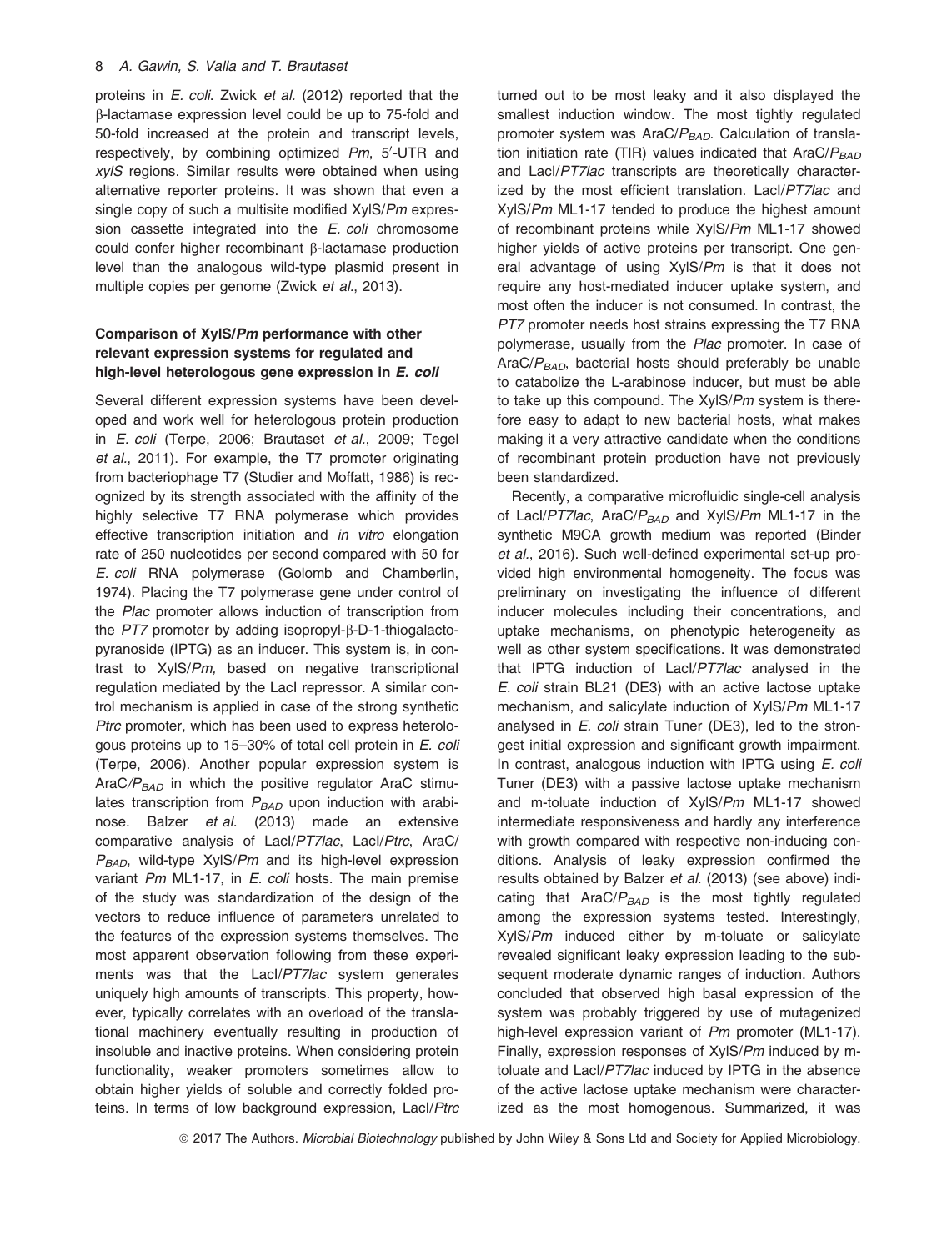proteins in *E. coli*. Zwick *et al.* (2012) reported that the β-lactamase expression level could be up to 75-fold and 50-fold increased at the protein and transcript levels, respectively, by combining optimized *Pm*, 5′-UTR and *xylS* regions. Similar results were obtained when using alternative reporter proteins. It was shown that even a single copy of such a multisite modified XylS/*Pm* expression cassette integrated into the *E. coli* chromosome could confer higher recombinant β-lactamase production level than the analogous wild-type plasmid present in multiple copies per genome (Zwick *et al.*, 2013).

## Comparison of XylS/*Pm* performance with other relevant expression systems for regulated and high-level heterologous gene expression in *E. coli*

Several different expression systems have been developed and work well for heterologous protein production in *E. coli* (Terpe, 2006; Brautaset *et al.*, 2009; Tegel *et al.*, 2011). For example, the T7 promoter originating from bacteriophage T7 (Studier and Moffatt, 1986) is recognized by its strength associated with the affinity of the highly selective T7 RNA polymerase which provides effective transcription initiation and *in vitro* elongation rate of 250 nucleotides per second compared with 50 for *E. coli* RNA polymerase (Golomb and Chamberlin, 1974). Placing the T7 polymerase gene under control of the *Plac* promoter allows induction of transcription from the *PT7* promoter by adding isopropyl-β-D-1-thiogalactopyranoside (IPTG) as an inducer. This system is, in contrast to XylS/*Pm,* based on negative transcriptional regulation mediated by the LacI repressor. A similar control mechanism is applied in case of the strong synthetic *Ptrc* promoter, which has been used to express heterologous proteins up to 15–30% of total cell protein in *E. coli* (Terpe, 2006). Another popular expression system is AraC/$P_{BAD}$ in which the positive regulator AraC stimulates transcription from $P_{BAD}$ upon induction with arabinose. Balzer *et al.* (2013) made an extensive comparative analysis of LacI/*PT7lac*, LacI/*Ptrc*, AraC/$P_{BAD}$, wild-type XylS/*Pm* and its high-level expression variant *Pm* ML1-17, in *E. coli* hosts. The main premise of the study was standardization of the design of the vectors to reduce influence of parameters unrelated to the features of the expression systems themselves. The most apparent observation following from these experiments was that the LacI/*PT7lac* system generates uniquely high amounts of transcripts. This property, however, typically correlates with an overload of the translational machinery eventually resulting in production of insoluble and inactive proteins. When considering protein functionality, weaker promoters sometimes allow to obtain higher yields of soluble and correctly folded proteins. In terms of low background expression, LacI/*Ptrc* turned out to be most leaky and it also displayed the smallest induction window. The most tightly regulated promoter system was AraC/$P_{BAD}$. Calculation of translation initiation rate (TIR) values indicated that AraC/$P_{BAD}$ and LacI/*PT7lac* transcripts are theoretically characterized by the most efficient translation. LacI/*PT7lac* and XylS/*Pm* ML1-17 tended to produce the highest amount of recombinant proteins while XylS/*Pm* ML1-17 showed higher yields of active proteins per transcript. One general advantage of using XylS/*Pm* is that it does not require any host-mediated inducer uptake system, and most often the inducer is not consumed. In contrast, the *PT7* promoter needs host strains expressing the T7 RNA polymerase, usually from the *Plac* promoter. In case of AraC/$P_{BAD}$, bacterial hosts should preferably be unable to catabolize the L-arabinose inducer, but must be able to take up this compound. The XylS/*Pm* system is therefore easy to adapt to new bacterial hosts, what makes making it a very attractive candidate when the conditions of recombinant protein production have not previously been standardized.

Recently, a comparative microfluidic single-cell analysis of LacI/*PT7lac*, AraC/$P_{BAD}$ and XylS/*Pm* ML1-17 in the synthetic M9CA growth medium was reported (Binder *et al.*, 2016). Such well-defined experimental set-up provided high environmental homogeneity. The focus was preliminary on investigating the influence of different inducer molecules including their concentrations, and uptake mechanisms, on phenotypic heterogeneity as well as other system specifications. It was demonstrated that IPTG induction of LacI/*PT7lac* analysed in the *E. coli* strain BL21 (DE3) with an active lactose uptake mechanism, and salicylate induction of XylS/*Pm* ML1-17 analysed in *E. coli* strain Tuner (DE3), led to the strongest initial expression and significant growth impairment. In contrast, analogous induction with IPTG using *E. coli* Tuner (DE3) with a passive lactose uptake mechanism and m-toluate induction of XylS/*Pm* ML1-17 showed intermediate responsiveness and hardly any interference with growth compared with respective non-inducing conditions. Analysis of leaky expression confirmed the results obtained by Balzer *et al.* (2013) (see above) indicating that AraC/$P_{BAD}$ is the most tightly regulated among the expression systems tested. Interestingly, XylS/*Pm* induced either by m-toluate or salicylate revealed significant leaky expression leading to the subsequent moderate dynamic ranges of induction. Authors concluded that observed high basal expression of the system was probably triggered by use of mutagenized high-level expression variant of *Pm* promoter (ML1-17). Finally, expression responses of XylS/*Pm* induced by m-toluate and LacI/*PT7lac* induced by IPTG in the absence of the active lactose uptake mechanism were characterized as the most homogenous. Summarized, it was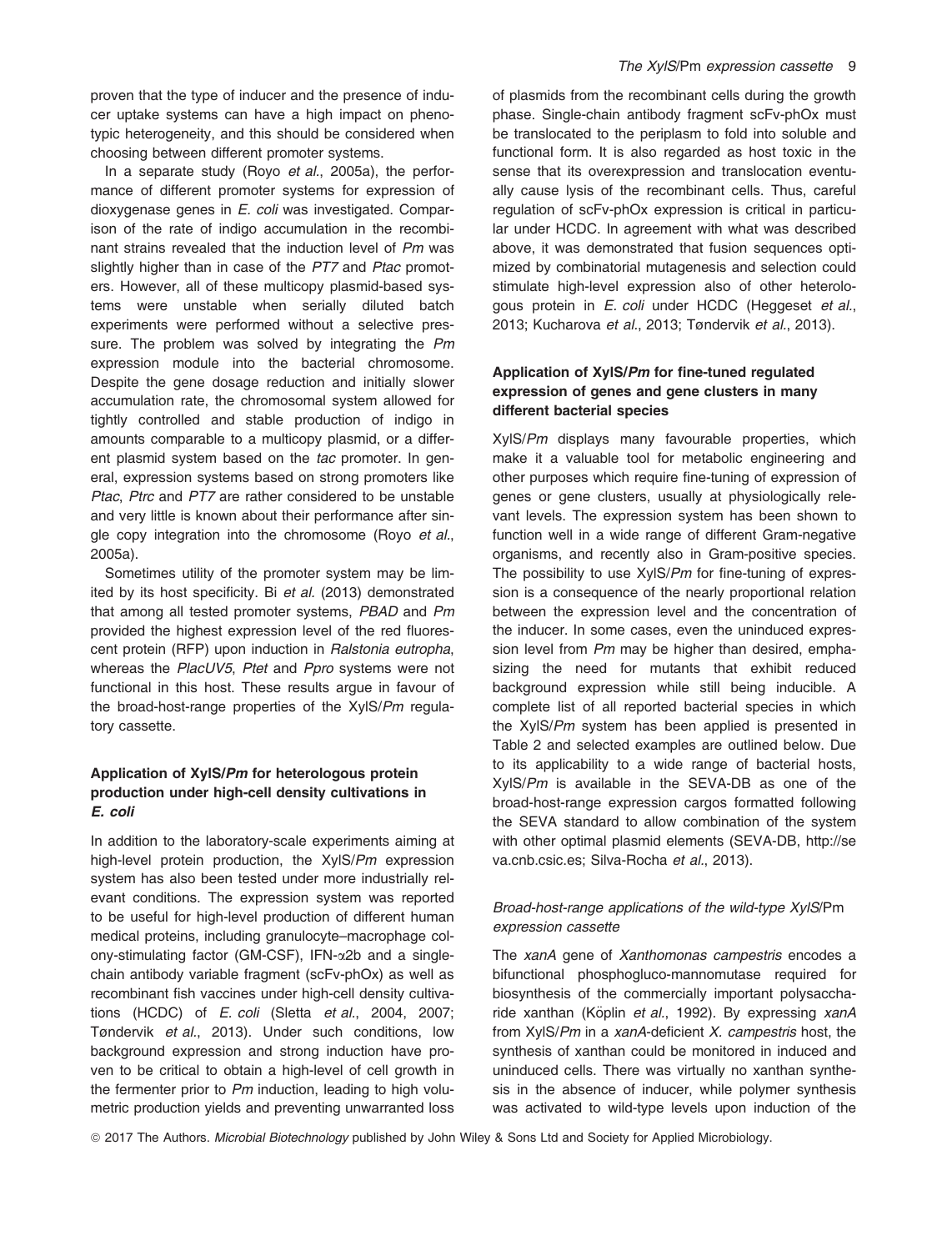proven that the type of inducer and the presence of inducer uptake systems can have a high impact on phenotypic heterogeneity, and this should be considered when choosing between different promoter systems.

In a separate study (Royo *et al.*, 2005a), the performance of different promoter systems for expression of dioxygenase genes in *E. coli* was investigated. Comparison of the rate of indigo accumulation in the recombinant strains revealed that the induction level of *Pm* was slightly higher than in case of the *PT7* and *Ptac* promoters. However, all of these multicopy plasmid-based systems were unstable when serially diluted batch experiments were performed without a selective pressure. The problem was solved by integrating the *Pm* expression module into the bacterial chromosome. Despite the gene dosage reduction and initially slower accumulation rate, the chromosomal system allowed for tightly controlled and stable production of indigo in amounts comparable to a multicopy plasmid, or a different plasmid system based on the *tac* promoter. In general, expression systems based on strong promoters like *Ptac*, *Ptrc* and *PT7* are rather considered to be unstable and very little is known about their performance after single copy integration into the chromosome (Royo *et al.*, 2005a).

Sometimes utility of the promoter system may be limited by its host specificity. Bi *et al.* (2013) demonstrated that among all tested promoter systems, *PBAD* and *Pm* provided the highest expression level of the red fluorescent protein (RFP) upon induction in *Ralstonia eutropha*, whereas the *PlacUV5*, *Ptet* and *Ppro* systems were not functional in this host. These results argue in favour of the broad-host-range properties of the XylS/*Pm* regulatory cassette.

### Application of XylS/*Pm* for heterologous protein production under high-cell density cultivations in *E. coli*

In addition to the laboratory-scale experiments aiming at high-level protein production, the XylS/*Pm* expression system has also been tested under more industrially relevant conditions. The expression system was reported to be useful for high-level production of different human medical proteins, including granulocyte–macrophage colony-stimulating factor (GM-CSF), IFN-$\alpha$2b and a single-chain antibody variable fragment (scFv-phOx) as well as recombinant fish vaccines under high-cell density cultivations (HCDC) of *E. coli* (Sletta *et al.*, 2004, 2007; Tøndervik *et al.*, 2013). Under such conditions, low background expression and strong induction have proven to be critical to obtain a high-level of cell growth in the fermenter prior to *Pm* induction, leading to high volumetric production yields and preventing unwarranted loss of plasmids from the recombinant cells during the growth phase. Single-chain antibody fragment scFv-phOx must be translocated to the periplasm to fold into soluble and functional form. It is also regarded as host toxic in the sense that its overexpression and translocation eventually cause lysis of the recombinant cells. Thus, careful regulation of scFv-phOx expression is critical in particular under HCDC. In agreement with what was described above, it was demonstrated that fusion sequences optimized by combinatorial mutagenesis and selection could stimulate high-level expression also of other heterologous protein in *E. coli* under HCDC (Heggeset *et al.*, 2013; Kucharova *et al.*, 2013; Tøndervik *et al.*, 2013).

### Application of XylS/*Pm* for fine-tuned regulated expression of genes and gene clusters in many different bacterial species

XylS/*Pm* displays many favourable properties, which make it a valuable tool for metabolic engineering and other purposes which require fine-tuning of expression of genes or gene clusters, usually at physiologically relevant levels. The expression system has been shown to function well in a wide range of different Gram-negative organisms, and recently also in Gram-positive species. The possibility to use XylS/*Pm* for fine-tuning of expression is a consequence of the nearly proportional relation between the expression level and the concentration of the inducer. In some cases, even the uninduced expression level from *Pm* may be higher than desired, emphasizing the need for mutants that exhibit reduced background expression while still being inducible. A complete list of all reported bacterial species in which the XylS/*Pm* system has been applied is presented in Table 2 and selected examples are outlined below. Due to its applicability to a wide range of bacterial hosts, XylS/*Pm* is available in the SEVA-DB as one of the broad-host-range expression cargos formatted following the SEVA standard to allow combination of the system with other optimal plasmid elements (SEVA-DB, http://seva.cnb.csic.es; Silva-Rocha *et al.*, 2013).

#### *Broad-host-range applications of the wild-type XylS/*Pm *expression cassette*

The *xanA* gene of *Xanthomonas campestris* encodes a bifunctional phosphogluco-mannomutase required for biosynthesis of the commercially important polysaccharide xanthan (Köplin *et al.*, 1992). By expressing *xanA* from XylS/*Pm* in a *xanA*-deficient *X. campestris* host, the synthesis of xanthan could be monitored in induced and uninduced cells. There was virtually no xanthan synthesis in the absence of inducer, while polymer synthesis was activated to wild-type levels upon induction of the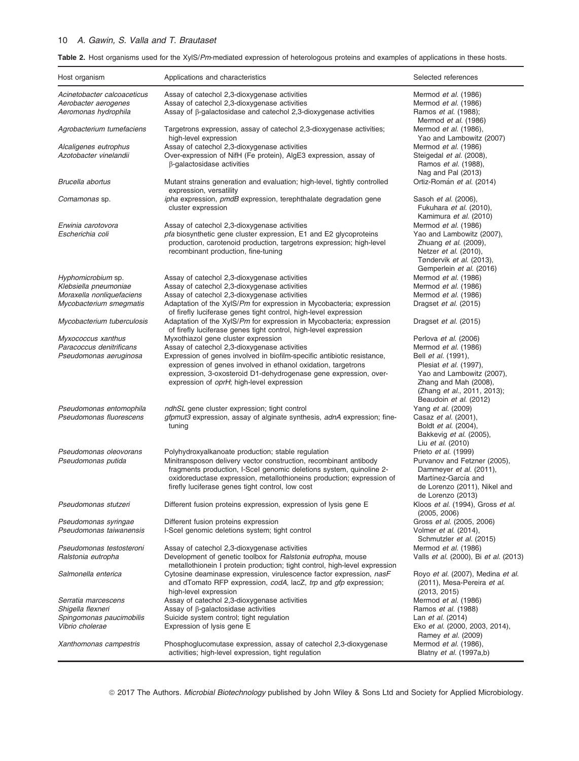**Table 2.** Host organisms used for the XylS/*Pm*-mediated expression of heterologous proteins and examples of applications in these hosts.

| Host organism | Applications and characteristics | Selected references |
|---|---|---|
| *Acinetobacter calcoaceticus* | Assay of catechol 2,3-dioxygenase activities | Mermod *et al.* (1986) |
| *Aerobacter aerogenes* | Assay of catechol 2,3-dioxygenase activities | Mermod *et al.* (1986) |
| *Aeromonas hydrophila* | Assay of β-galactosidase and catechol 2,3-dioxygenase activities | Ramos *et al.* (1988); Mermod *et al.* (1986) |
| *Agrobacterium tumefaciens* | Targetrons expression, assay of catechol 2,3-dioxygenase activities; high-level expression | Mermod *et al.* (1986), Yao and Lambowitz (2007) |
| *Alcaligenes eutrophus* | Assay of catechol 2,3-dioxygenase activities | Mermod *et al.* (1986) |
| *Azotobacter vinelandii* | Over-expression of NifH (Fe protein), AlgE3 expression, assay of β-galactosidase activities | Steigedal *et al.* (2008), Ramos *et al.* (1988), Nag and Pal (2013) |
| *Brucella abortus* | Mutant strains generation and evaluation; high-level, tightly controlled expression, versatility | Ortiz-Román *et al.* (2014) |
| *Comamonas* sp. | *ipha* expression, *pmdB* expression, terephthalate degradation gene cluster expression | Sasoh *et al.* (2006), Fukuhara *et al.* (2010), Kamimura *et al.* (2010) |
| *Erwinia carotovora* | Assay of catechol 2,3-dioxygenase activities | Mermod *et al.* (1986) |
| *Escherichia coli* | *pfa* biosynthetic gene cluster expression, E1 and E2 glycoproteins production, carotenoid production, targetrons expression; high-level recombinant production, fine-tuning | Yao and Lambowitz (2007), Zhuang *et al.* (2009), Netzer *et al.* (2010), Tøndervik *et al.* (2013), Gemperlein *et al.* (2016) |
| *Hyphomicrobium* sp. | Assay of catechol 2,3-dioxygenase activities | Mermod *et al.* (1986) |
| *Klebsiella pneumoniae* | Assay of catechol 2,3-dioxygenase activities | Mermod *et al.* (1986) |
| *Moraxella nonliquefaciens* | Assay of catechol 2,3-dioxygenase activities | Mermod *et al.* (1986) |
| *Mycobacterium smegmatis* | Adaptation of the XylS/*Pm* for expression in Mycobacteria; expression of firefly luciferase genes tight control, high-level expression | Dragset *et al.* (2015) |
| *Mycobacterium tuberculosis* | Adaptation of the XylS/*Pm* for expression in Mycobacteria; expression of firefly luciferase genes tight control, high-level expression | Dragset *et al.* (2015) |
| *Myxococcus xanthus* | Myxothiazol gene cluster expression | Perlova *et al.* (2006) |
| *Paracoccus denitrificans* | Assay of catechol 2,3-dioxygenase activities | Mermod *et al.* (1986) |
| *Pseudomonas aeruginosa* | Expression of genes involved in biofilm-specific antibiotic resistance, expression of genes involved in ethanol oxidation, targetrons expression, 3-oxosteroid D1-dehydrogenase gene expression, over-expression of *oprH*; high-level expression | Bell *et al.* (1991), Plesiat *et al.* (1997), Yao and Lambowitz (2007), Zhang and Mah (2008), (Zhang *et al.*, 2011, 2013); Beaudoin *et al.* (2012) |
| *Pseudomonas entomophila* | *ndhSL* gene cluster expression; tight control | Yang *et al.* (2009) |
| *Pseudomonas fluorescens* | *gfpmut3* expression, assay of alginate synthesis, *adnA* expression; fine-tuning | Casaz *et al.* (2001), Boldt *et al.* (2004), Bakkevig *et al.* (2005), Liu *et al.* (2010) |
| *Pseudomonas oleovorans* | Polyhydroxyalkanoate production; stable regulation | Prieto *et al.* (1999) |
| *Pseudomonas putida* | Minitransposon delivery vector construction, recombinant antibody fragments production, I-SceI genomic deletions system, quinoline 2-oxidoreductase expression, metallothioneins production; expression of firefly luciferase genes tight control, low cost | Purvanov and Fetzner (2005), Dammeyer *et al.* (2011), Martínez-García and de Lorenzo (2011), Nikel and de Lorenzo (2013) |
| *Pseudomonas stutzeri* | Different fusion proteins expression, expression of lysis gene E | Kloos *et al.* (1994), Gross *et al.* (2005, 2006) |
| *Pseudomonas syringae* | Different fusion proteins expression | Gross *et al.* (2005, 2006) |
| *Pseudomonas taiwanensis* | I-SceI genomic deletions system; tight control | Volmer *et al.* (2014), Schmutzler *et al.* (2015) |
| *Pseudomonas testosteroni* | Assay of catechol 2,3-dioxygenase activities | Mermod *et al.* (1986) |
| *Ralstonia eutropha* | Development of genetic toolbox for *Ralstonia eutropha*, mouse metallothionein I protein production; tight control, high-level expression | Valls *et al.* (2000), Bi *et al.* (2013) |
| *Salmonella enterica* | Cytosine deaminase expression, virulescence factor expression, *nasF* and dTomato RFP expression, *codA*, lacZ, *trp* and *gfp* expression; high-level expression | Royo *et al.* (2007), Medina *et al.* (2011), Mesa-Pereira *et al.* (2013, 2015) |
| *Serratia marcescens* | Assay of catechol 2,3-dioxygenase activities | Mermod *et al.* (1986) |
| *Shigella flexneri* | Assay of β-galactosidase activities | Ramos *et al.* (1988) |
| *Spingomonas paucimobilis* | Suicide system control; tight regulation | Lan *et al.* (2014) |
| *Vibrio cholerae* | Expression of lysis gene E | Eko *et al.* (2000, 2003, 2014), Ramey *et al.* (2009) |
| *Xanthomonas campestris* | Phosphoglucomutase expression, assay of catechol 2,3-dioxygenase activities; high-level expression, tight regulation | Mermod *et al.* (1986), Blatny *et al.* (1997a,b) |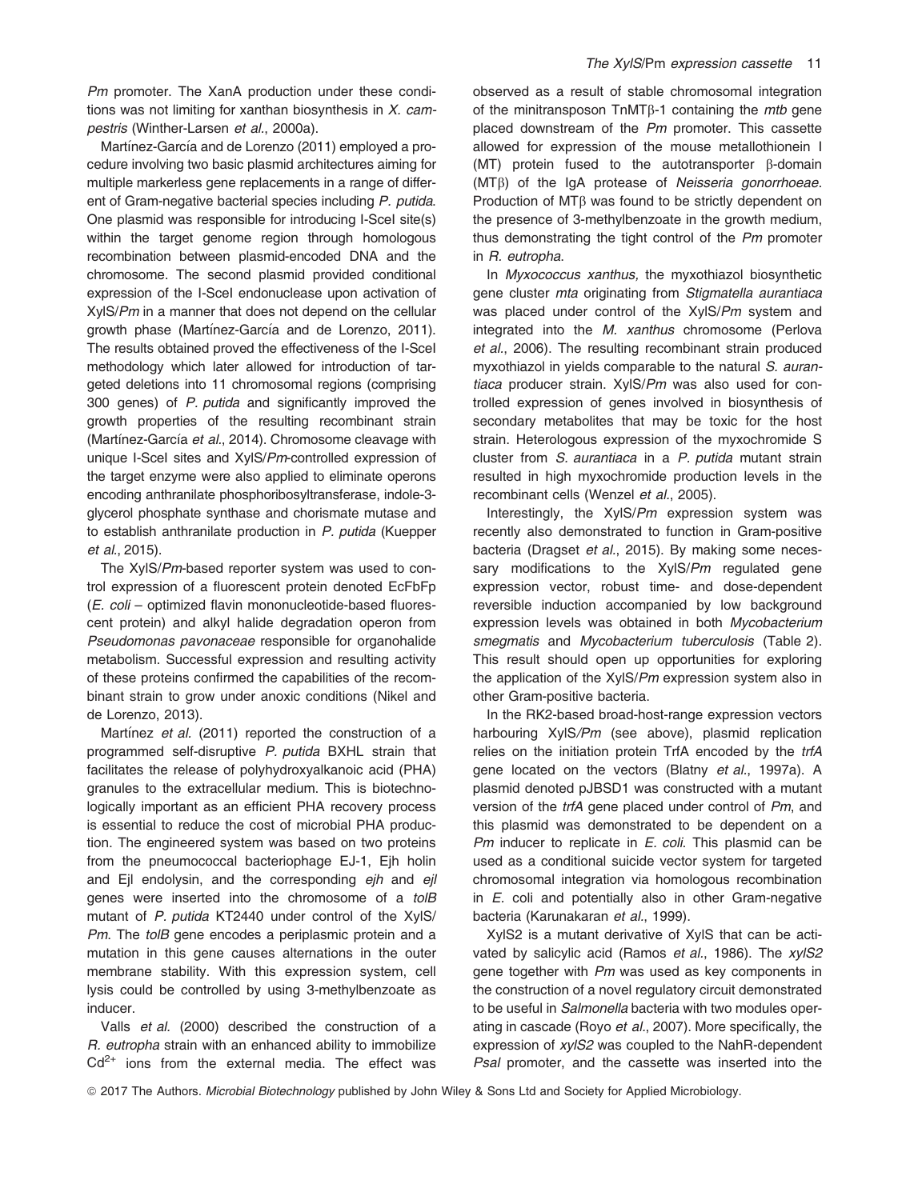*Pm* promoter. The XanA production under these conditions was not limiting for xanthan biosynthesis in *X. campestris* (Winther-Larsen *et al.*, 2000a).

Martínez-García and de Lorenzo (2011) employed a procedure involving two basic plasmid architectures aiming for multiple markerless gene replacements in a range of different of Gram-negative bacterial species including *P. putida*. One plasmid was responsible for introducing I-SceI site(s) within the target genome region through homologous recombination between plasmid-encoded DNA and the chromosome. The second plasmid provided conditional expression of the I-SceI endonuclease upon activation of XylS/*Pm* in a manner that does not depend on the cellular growth phase (Martínez-García and de Lorenzo, 2011). The results obtained proved the effectiveness of the I-SceI methodology which later allowed for introduction of targeted deletions into 11 chromosomal regions (comprising 300 genes) of *P. putida* and significantly improved the growth properties of the resulting recombinant strain (Martínez-García *et al.*, 2014). Chromosome cleavage with unique I-SceI sites and XylS/*Pm*-controlled expression of the target enzyme were also applied to eliminate operons encoding anthranilate phosphoribosyltransferase, indole-3-glycerol phosphate synthase and chorismate mutase and to establish anthranilate production in *P. putida* (Kuepper *et al.*, 2015).

The XylS/*Pm*-based reporter system was used to control expression of a fluorescent protein denoted EcFbFp (*E. coli* – optimized flavin mononucleotide-based fluorescent protein) and alkyl halide degradation operon from *Pseudomonas pavonaceae* responsible for organohalide metabolism. Successful expression and resulting activity of these proteins confirmed the capabilities of the recombinant strain to grow under anoxic conditions (Nikel and de Lorenzo, 2013).

Martínez *et al.* (2011) reported the construction of a programmed self-disruptive *P. putida* BXHL strain that facilitates the release of polyhydroxyalkanoic acid (PHA) granules to the extracellular medium. This is biotechnologically important as an efficient PHA recovery process is essential to reduce the cost of microbial PHA production. The engineered system was based on two proteins from the pneumococcal bacteriophage EJ-1, Ejh holin and Ejl endolysin, and the corresponding *ejh* and *ejl* genes were inserted into the chromosome of a *tolB* mutant of *P. putida* KT2440 under control of the XylS/*Pm*. The *tolB* gene encodes a periplasmic protein and a mutation in this gene causes alternations in the outer membrane stability. With this expression system, cell lysis could be controlled by using 3-methylbenzoate as inducer.

Valls *et al.* (2000) described the construction of a *R. eutropha* strain with an enhanced ability to immobilize $Cd^{2+}$ ions from the external media. The effect was observed as a result of stable chromosomal integration of the minitransposon TnMTβ-1 containing the *mtb* gene placed downstream of the *Pm* promoter. This cassette allowed for expression of the mouse metallothionein I (MT) protein fused to the autotransporter β-domain (MTβ) of the IgA protease of *Neisseria gonorrhoeae*. Production of MTβ was found to be strictly dependent on the presence of 3-methylbenzoate in the growth medium, thus demonstrating the tight control of the *Pm* promoter in *R. eutropha*.

In *Myxococcus xanthus,* the myxothiazol biosynthetic gene cluster *mta* originating from *Stigmatella aurantiaca* was placed under control of the XylS/*Pm* system and integrated into the *M. xanthus* chromosome (Perlova *et al.*, 2006). The resulting recombinant strain produced myxothiazol in yields comparable to the natural *S. aurantiaca* producer strain. XylS/*Pm* was also used for controlled expression of genes involved in biosynthesis of secondary metabolites that may be toxic for the host strain. Heterologous expression of the myxochromide S cluster from *S. aurantiaca* in a *P. putida* mutant strain resulted in high myxochromide production levels in the recombinant cells (Wenzel *et al.*, 2005).

Interestingly, the XylS/*Pm* expression system was recently also demonstrated to function in Gram-positive bacteria (Dragset *et al.*, 2015). By making some necessary modifications to the XylS/*Pm* regulated gene expression vector, robust time- and dose-dependent reversible induction accompanied by low background expression levels was obtained in both *Mycobacterium smegmatis* and *Mycobacterium tuberculosis* (Table 2). This result should open up opportunities for exploring the application of the XylS/*Pm* expression system also in other Gram-positive bacteria.

In the RK2-based broad-host-range expression vectors harbouring XylS/*Pm* (see above), plasmid replication relies on the initiation protein TrfA encoded by the *trfA* gene located on the vectors (Blatny *et al.*, 1997a). A plasmid denoted pJBSD1 was constructed with a mutant version of the *trfA* gene placed under control of *Pm*, and this plasmid was demonstrated to be dependent on a *Pm* inducer to replicate in *E. coli*. This plasmid can be used as a conditional suicide vector system for targeted chromosomal integration via homologous recombination in *E.* coli and potentially also in other Gram-negative bacteria (Karunakaran *et al.*, 1999).

XylS2 is a mutant derivative of XylS that can be activated by salicylic acid (Ramos *et al.*, 1986). The *xylS2* gene together with *Pm* was used as key components in the construction of a novel regulatory circuit demonstrated to be useful in *Salmonella* bacteria with two modules operating in cascade (Royo *et al.*, 2007). More specifically, the expression of *xylS2* was coupled to the NahR-dependent *Psal* promoter, and the cassette was inserted into the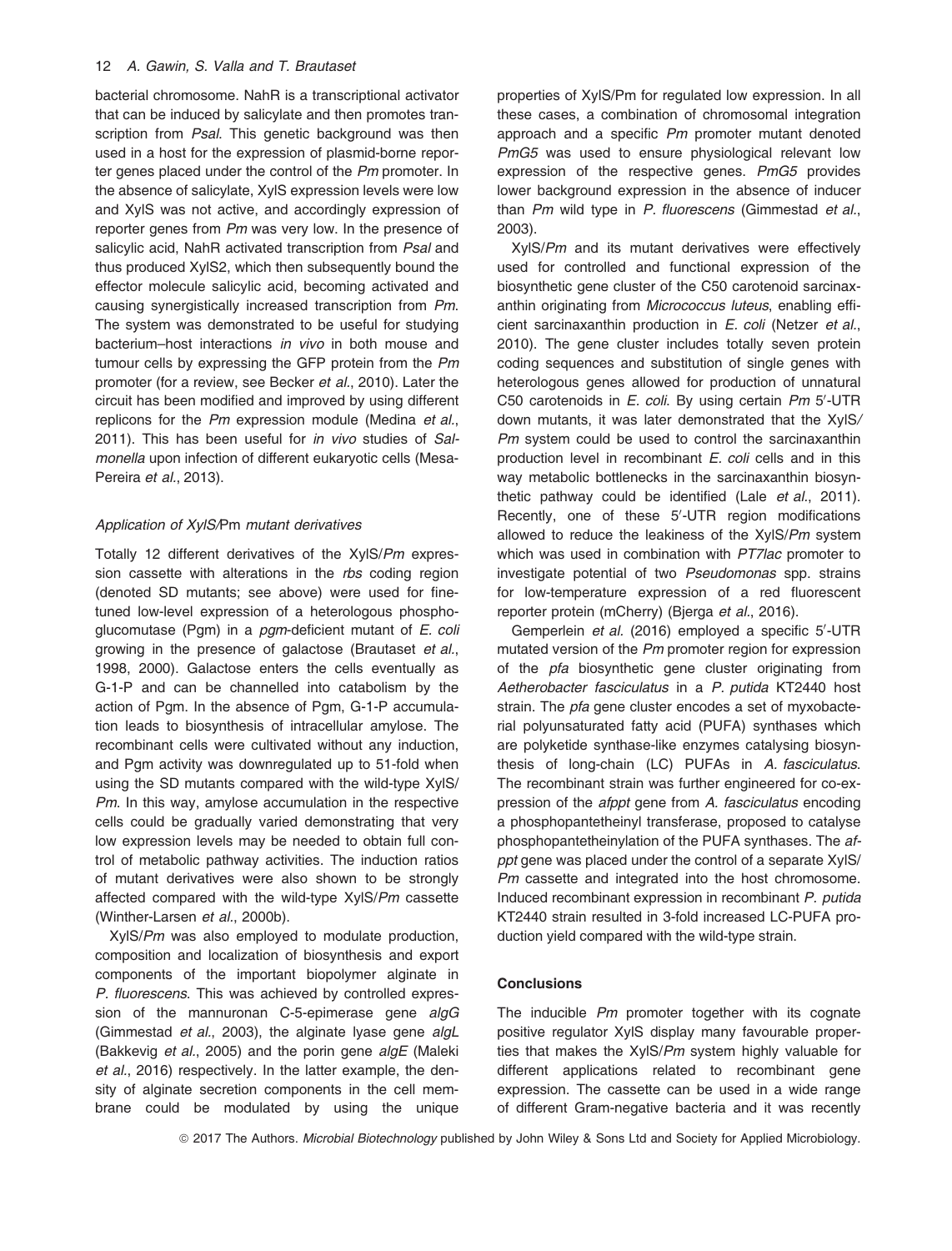bacterial chromosome. NahR is a transcriptional activator that can be induced by salicylate and then promotes transcription from *Psal*. This genetic background was then used in a host for the expression of plasmid-borne reporter genes placed under the control of the *Pm* promoter. In the absence of salicylate, XylS expression levels were low and XylS was not active, and accordingly expression of reporter genes from *Pm* was very low. In the presence of salicylic acid, NahR activated transcription from *Psal* and thus produced XylS2, which then subsequently bound the effector molecule salicylic acid, becoming activated and causing synergistically increased transcription from *Pm*. The system was demonstrated to be useful for studying bacterium–host interactions *in vivo* in both mouse and tumour cells by expressing the GFP protein from the *Pm* promoter (for a review, see Becker *et al*., 2010). Later the circuit has been modified and improved by using different replicons for the *Pm* expression module (Medina *et al*., 2011). This has been useful for *in vivo* studies of *Salmonella* upon infection of different eukaryotic cells (Mesa-Pereira *et al*., 2013).

### *Application of XylS/*Pm *mutant derivatives*

Totally 12 different derivatives of the XylS/*Pm* expression cassette with alterations in the *rbs* coding region (denoted SD mutants; see above) were used for fine-tuned low-level expression of a heterologous phosphoglucomutase (Pgm) in a *pgm*-deficient mutant of *E. coli* growing in the presence of galactose (Brautaset *et al*., 1998, 2000). Galactose enters the cells eventually as G-1-P and can be channelled into catabolism by the action of Pgm. In the absence of Pgm, G-1-P accumulation leads to biosynthesis of intracellular amylose. The recombinant cells were cultivated without any induction, and Pgm activity was downregulated up to 51-fold when using the SD mutants compared with the wild-type XylS/*Pm*. In this way, amylose accumulation in the respective cells could be gradually varied demonstrating that very low expression levels may be needed to obtain full control of metabolic pathway activities. The induction ratios of mutant derivatives were also shown to be strongly affected compared with the wild-type XylS/*Pm* cassette (Winther-Larsen *et al*., 2000b).

XylS/*Pm* was also employed to modulate production, composition and localization of biosynthesis and export components of the important biopolymer alginate in *P. fluorescens*. This was achieved by controlled expression of the mannuronan C-5-epimerase gene *algG* (Gimmestad *et al*., 2003), the alginate lyase gene *algL* (Bakkevig *et al*., 2005) and the porin gene *algE* (Maleki *et al*., 2016) respectively. In the latter example, the density of alginate secretion components in the cell membrane could be modulated by using the unique properties of XylS/Pm for regulated low expression. In all these cases, a combination of chromosomal integration approach and a specific *Pm* promoter mutant denoted *PmG5* was used to ensure physiological relevant low expression of the respective genes. *PmG5* provides lower background expression in the absence of inducer than *Pm* wild type in *P. fluorescens* (Gimmestad *et al*., 2003).

XylS/*Pm* and its mutant derivatives were effectively used for controlled and functional expression of the biosynthetic gene cluster of the C50 carotenoid sarcinaxanthin originating from *Micrococcus luteus*, enabling efficient sarcinaxanthin production in *E. coli* (Netzer *et al*., 2010). The gene cluster includes totally seven protein coding sequences and substitution of single genes with heterologous genes allowed for production of unnatural C50 carotenoids in *E. coli*. By using certain *Pm* 5′-UTR down mutants, it was later demonstrated that the XylS/*Pm* system could be used to control the sarcinaxanthin production level in recombinant *E. coli* cells and in this way metabolic bottlenecks in the sarcinaxanthin biosynthetic pathway could be identified (Lale *et al*., 2011). Recently, one of these 5′-UTR region modifications allowed to reduce the leakiness of the XylS/*Pm* system which was used in combination with *PT7lac* promoter to investigate potential of two *Pseudomonas* spp. strains for low-temperature expression of a red fluorescent reporter protein (mCherry) (Bjerga *et al*., 2016).

Gemperlein *et al.* (2016) employed a specific 5′-UTR mutated version of the *Pm* promoter region for expression of the *pfa* biosynthetic gene cluster originating from *Aetherobacter fasciculatus* in a *P. putida* KT2440 host strain. The *pfa* gene cluster encodes a set of myxobacterial polyunsaturated fatty acid (PUFA) synthases which are polyketide synthase-like enzymes catalysing biosynthesis of long-chain (LC) PUFAs in *A. fasciculatus*. The recombinant strain was further engineered for co-expression of the *afppt* gene from *A. fasciculatus* encoding a phosphopantetheinyl transferase, proposed to catalyse phosphopantetheinylation of the PUFA synthases. The *afppt* gene was placed under the control of a separate XylS/*Pm* cassette and integrated into the host chromosome. Induced recombinant expression in recombinant *P. putida* KT2440 strain resulted in 3-fold increased LC-PUFA production yield compared with the wild-type strain.

## Conclusions

The inducible *Pm* promoter together with its cognate positive regulator XylS display many favourable properties that makes the XylS/*Pm* system highly valuable for different applications related to recombinant gene expression. The cassette can be used in a wide range of different Gram-negative bacteria and it was recently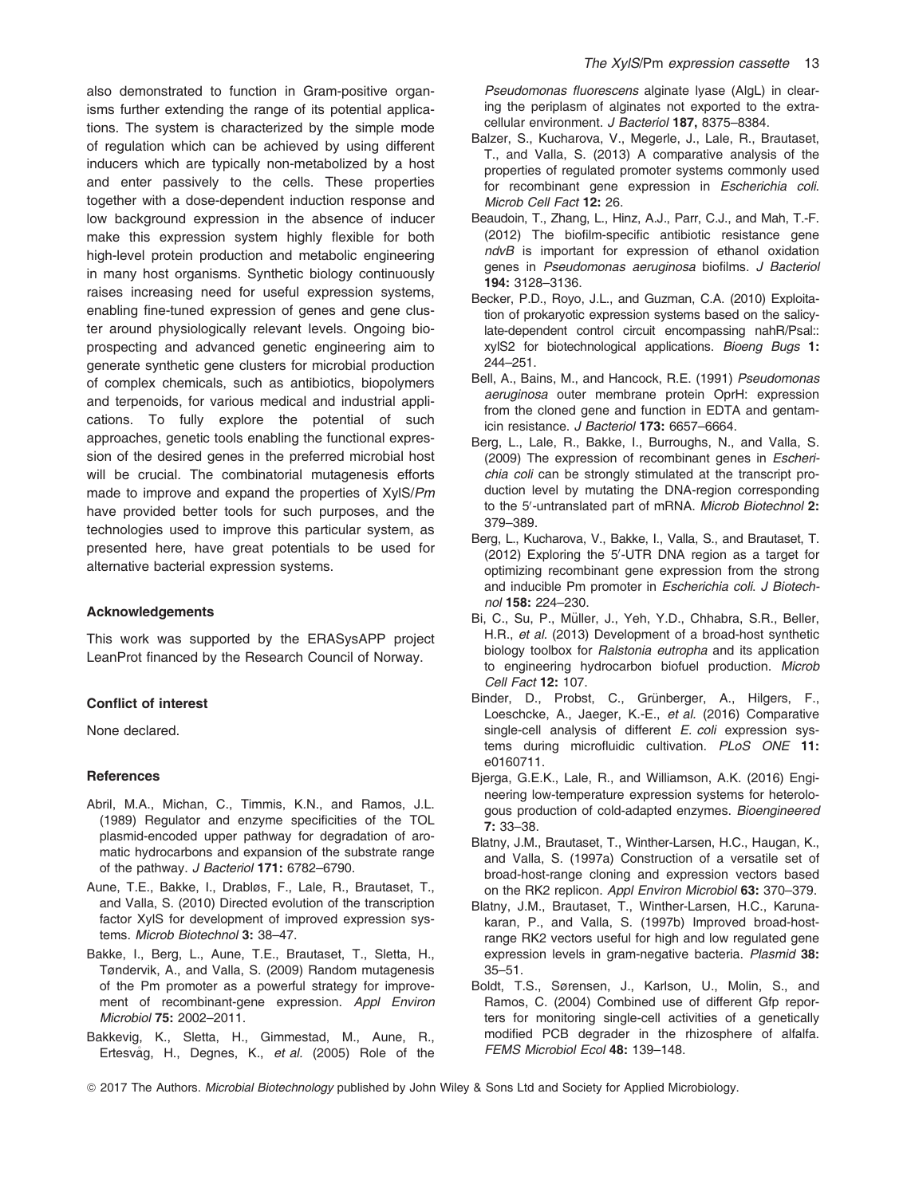also demonstrated to function in Gram-positive organisms further extending the range of its potential applications. The system is characterized by the simple mode of regulation which can be achieved by using different inducers which are typically non-metabolized by a host and enter passively to the cells. These properties together with a dose-dependent induction response and low background expression in the absence of inducer make this expression system highly flexible for both high-level protein production and metabolic engineering in many host organisms. Synthetic biology continuously raises increasing need for useful expression systems, enabling fine-tuned expression of genes and gene cluster around physiologically relevant levels. Ongoing bioprospecting and advanced genetic engineering aim to generate synthetic gene clusters for microbial production of complex chemicals, such as antibiotics, biopolymers and terpenoids, for various medical and industrial applications. To fully explore the potential of such approaches, genetic tools enabling the functional expression of the desired genes in the preferred microbial host will be crucial. The combinatorial mutagenesis efforts made to improve and expand the properties of XylS/*Pm* have provided better tools for such purposes, and the technologies used to improve this particular system, as presented here, have great potentials to be used for alternative bacterial expression systems.

### Acknowledgements

This work was supported by the ERASysAPP project LeanProt financed by the Research Council of Norway.

### Conflict of interest

None declared.

### References

Abril, M.A., Michan, C., Timmis, K.N., and Ramos, J.L. (1989) Regulator and enzyme specificities of the TOL plasmid-encoded upper pathway for degradation of aromatic hydrocarbons and expansion of the substrate range of the pathway. *J Bacteriol* **171:** 6782–6790.

Aune, T.E., Bakke, I., Drabløs, F., Lale, R., Brautaset, T., and Valla, S. (2010) Directed evolution of the transcription factor XylS for development of improved expression systems. *Microb Biotechnol* **3:** 38–47.

Bakke, I., Berg, L., Aune, T.E., Brautaset, T., Sletta, H., Tøndervik, A., and Valla, S. (2009) Random mutagenesis of the Pm promoter as a powerful strategy for improvement of recombinant-gene expression. *Appl Environ Microbiol* **75:** 2002–2011.

Bakkevig, K., Sletta, H., Gimmestad, M., Aune, R., Ertesvåg, H., Degnes, K., *et al.* (2005) Role of the *Pseudomonas fluorescens* alginate lyase (AlgL) in clearing the periplasm of alginates not exported to the extracellular environment. *J Bacteriol* **187,** 8375–8384.

Balzer, S., Kucharova, V., Megerle, J., Lale, R., Brautaset, T., and Valla, S. (2013) A comparative analysis of the properties of regulated promoter systems commonly used for recombinant gene expression in *Escherichia coli*. *Microb Cell Fact* **12:** 26.

Beaudoin, T., Zhang, L., Hinz, A.J., Parr, C.J., and Mah, T.-F. (2012) The biofilm-specific antibiotic resistance gene *ndvB* is important for expression of ethanol oxidation genes in *Pseudomonas aeruginosa* biofilms. *J Bacteriol* **194:** 3128–3136.

Becker, P.D., Royo, J.L., and Guzman, C.A. (2010) Exploitation of prokaryotic expression systems based on the salicylate-dependent control circuit encompassing nahR/Psal::xylS2 for biotechnological applications. *Bioeng Bugs* **1:** 244–251.

Bell, A., Bains, M., and Hancock, R.E. (1991) *Pseudomonas aeruginosa* outer membrane protein OprH: expression from the cloned gene and function in EDTA and gentamicin resistance. *J Bacteriol* **173:** 6657–6664.

Berg, L., Lale, R., Bakke, I., Burroughs, N., and Valla, S. (2009) The expression of recombinant genes in *Escherichia coli* can be strongly stimulated at the transcript production level by mutating the DNA-region corresponding to the 5′-untranslated part of mRNA. *Microb Biotechnol* **2:** 379–389.

Berg, L., Kucharova, V., Bakke, I., Valla, S., and Brautaset, T. (2012) Exploring the 5′-UTR DNA region as a target for optimizing recombinant gene expression from the strong and inducible Pm promoter in *Escherichia coli*. *J Biotechnol* **158:** 224–230.

Bi, C., Su, P., Müller, J., Yeh, Y.D., Chhabra, S.R., Beller, H.R., *et al.* (2013) Development of a broad-host synthetic biology toolbox for *Ralstonia eutropha* and its application to engineering hydrocarbon biofuel production. *Microb Cell Fact* **12:** 107.

Binder, D., Probst, C., Grünberger, A., Hilgers, F., Loeschcke, A., Jaeger, K.-E., *et al.* (2016) Comparative single-cell analysis of different *E. coli* expression systems during microfluidic cultivation. *PLoS ONE* **11:** e0160711.

Bjerga, G.E.K., Lale, R., and Williamson, A.K. (2016) Engineering low-temperature expression systems for heterologous production of cold-adapted enzymes. *Bioengineered* **7:** 33–38.

Blatny, J.M., Brautaset, T., Winther-Larsen, H.C., Haugan, K., and Valla, S. (1997a) Construction of a versatile set of broad-host-range cloning and expression vectors based on the RK2 replicon. *Appl Environ Microbiol* **63:** 370–379.

Blatny, J.M., Brautaset, T., Winther-Larsen, H.C., Karunakaran, P., and Valla, S. (1997b) Improved broad-host-range RK2 vectors useful for high and low regulated gene expression levels in gram-negative bacteria. *Plasmid* **38:** 35–51.

Boldt, T.S., Sørensen, J., Karlson, U., Molin, S., and Ramos, C. (2004) Combined use of different Gfp reporters for monitoring single-cell activities of a genetically modified PCB degrader in the rhizosphere of alfalfa. *FEMS Microbiol Ecol* **48:** 139–148.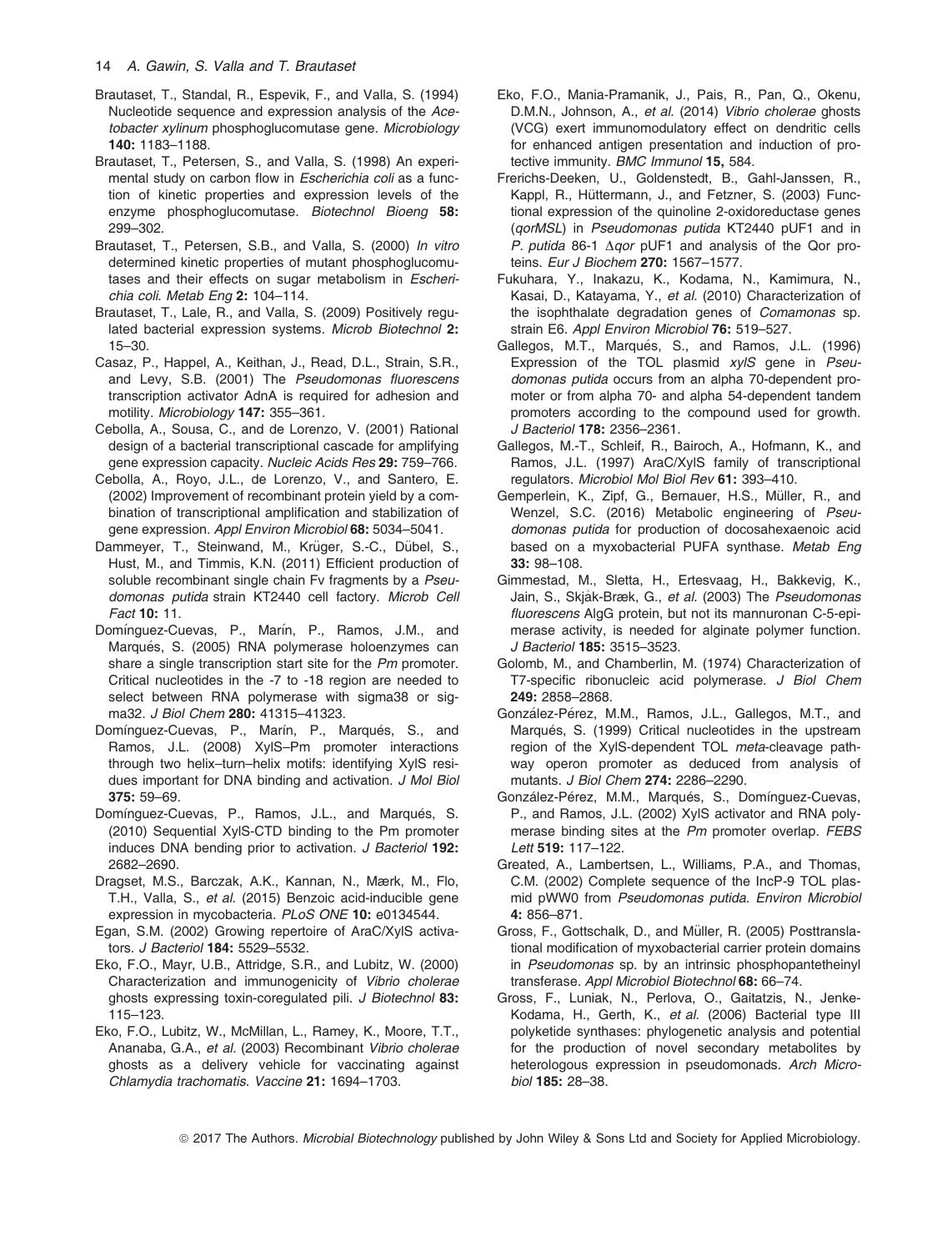Brautaset, T., Standal, R., Espevik, F., and Valla, S. (1994) Nucleotide sequence and expression analysis of the *Acetobacter xylinum* phosphoglucomutase gene. *Microbiology* **140:** 1183–1188.

Brautaset, T., Petersen, S., and Valla, S. (1998) An experimental study on carbon flow in *Escherichia coli* as a function of kinetic properties and expression levels of the enzyme phosphoglucomutase. *Biotechnol Bioeng* **58:** 299–302.

Brautaset, T., Petersen, S.B., and Valla, S. (2000) *In vitro* determined kinetic properties of mutant phosphoglucomutases and their effects on sugar metabolism in *Escherichia coli*. *Metab Eng* **2:** 104–114.

Brautaset, T., Lale, R., and Valla, S. (2009) Positively regulated bacterial expression systems. *Microb Biotechnol* **2:** 15–30.

Casaz, P., Happel, A., Keithan, J., Read, D.L., Strain, S.R., and Levy, S.B. (2001) The *Pseudomonas fluorescens* transcription activator AdnA is required for adhesion and motility. *Microbiology* **147:** 355–361.

Cebolla, A., Sousa, C., and de Lorenzo, V. (2001) Rational design of a bacterial transcriptional cascade for amplifying gene expression capacity. *Nucleic Acids Res* **29:** 759–766.

Cebolla, A., Royo, J.L., de Lorenzo, V., and Santero, E. (2002) Improvement of recombinant protein yield by a combination of transcriptional amplification and stabilization of gene expression. *Appl Environ Microbiol* **68:** 5034–5041.

Dammeyer, T., Steinwand, M., Krüger, S.-C., Dübel, S., Hust, M., and Timmis, K.N. (2011) Efficient production of soluble recombinant single chain Fv fragments by a *Pseudomonas putida* strain KT2440 cell factory. *Microb Cell Fact* **10:** 11.

Domínguez-Cuevas, P., Marín, P., Ramos, J.M., and Marqués, S. (2005) RNA polymerase holoenzymes can share a single transcription start site for the *Pm* promoter. Critical nucleotides in the -7 to -18 region are needed to select between RNA polymerase with sigma38 or sigma32. *J Biol Chem* **280:** 41315–41323.

Domínguez-Cuevas, P., Marín, P., Marqués, S., and Ramos, J.L. (2008) XylS–Pm promoter interactions through two helix–turn–helix motifs: identifying XylS residues important for DNA binding and activation. *J Mol Biol* **375:** 59–69.

Domínguez-Cuevas, P., Ramos, J.L., and Marqués, S. (2010) Sequential XylS-CTD binding to the Pm promoter induces DNA bending prior to activation. *J Bacteriol* **192:** 2682–2690.

Dragset, M.S., Barczak, A.K., Kannan, N., Mærk, M., Flo, T.H., Valla, S., *et al.* (2015) Benzoic acid-inducible gene expression in mycobacteria. *PLoS ONE* **10:** e0134544.

Egan, S.M. (2002) Growing repertoire of AraC/XylS activators. *J Bacteriol* **184:** 5529–5532.

Eko, F.O., Mayr, U.B., Attridge, S.R., and Lubitz, W. (2000) Characterization and immunogenicity of *Vibrio cholerae* ghosts expressing toxin-coregulated pili. *J Biotechnol* **83:** 115–123.

Eko, F.O., Lubitz, W., McMillan, L., Ramey, K., Moore, T.T., Ananaba, G.A., *et al.* (2003) Recombinant *Vibrio cholerae* ghosts as a delivery vehicle for vaccinating against *Chlamydia trachomatis*. *Vaccine* **21:** 1694–1703.

Eko, F.O., Mania-Pramanik, J., Pais, R., Pan, Q., Okenu, D.M.N., Johnson, A., *et al.* (2014) *Vibrio cholerae* ghosts (VCG) exert immunomodulatory effect on dendritic cells for enhanced antigen presentation and induction of protective immunity. *BMC Immunol* **15,** 584.

Frerichs-Deeken, U., Goldenstedt, B., Gahl-Janssen, R., Kappl, R., Hüttermann, J., and Fetzner, S. (2003) Functional expression of the quinoline 2-oxidoreductase genes (*qorMSL*) in *Pseudomonas putida* KT2440 pUF1 and in *P. putida* 86-1 Δ*qor* pUF1 and analysis of the Qor proteins. *Eur J Biochem* **270:** 1567–1577.

Fukuhara, Y., Inakazu, K., Kodama, N., Kamimura, N., Kasai, D., Katayama, Y., *et al.* (2010) Characterization of the isophthalate degradation genes of *Comamonas* sp. strain E6. *Appl Environ Microbiol* **76:** 519–527.

Gallegos, M.T., Marqués, S., and Ramos, J.L. (1996) Expression of the TOL plasmid *xylS* gene in *Pseudomonas putida* occurs from an alpha 70-dependent promoter or from alpha 70- and alpha 54-dependent tandem promoters according to the compound used for growth. *J Bacteriol* **178:** 2356–2361.

Gallegos, M.-T., Schleif, R., Bairoch, A., Hofmann, K., and Ramos, J.L. (1997) AraC/XylS family of transcriptional regulators. *Microbiol Mol Biol Rev* **61:** 393–410.

Gemperlein, K., Zipf, G., Bernauer, H.S., Müller, R., and Wenzel, S.C. (2016) Metabolic engineering of *Pseudomonas putida* for production of docosahexaenoic acid based on a myxobacterial PUFA synthase. *Metab Eng* **33:** 98–108.

Gimmestad, M., Sletta, H., Ertesvaag, H., Bakkevig, K., Jain, S., Skjåk-Bræk, G., *et al.* (2003) The *Pseudomonas fluorescens* AlgG protein, but not its mannuronan C-5-epimerase activity, is needed for alginate polymer function. *J Bacteriol* **185:** 3515–3523.

Golomb, M., and Chamberlin, M. (1974) Characterization of T7-specific ribonucleic acid polymerase. *J Biol Chem* **249:** 2858–2868.

González-Pérez, M.M., Ramos, J.L., Gallegos, M.T., and Marqués, S. (1999) Critical nucleotides in the upstream region of the XylS-dependent TOL *meta*-cleavage pathway operon promoter as deduced from analysis of mutants. *J Biol Chem* **274:** 2286–2290.

González-Pérez, M.M., Marqués, S., Domínguez-Cuevas, P., and Ramos, J.L. (2002) XylS activator and RNA polymerase binding sites at the *Pm* promoter overlap. *FEBS Lett* **519:** 117–122.

Greated, A., Lambertsen, L., Williams, P.A., and Thomas, C.M. (2002) Complete sequence of the IncP-9 TOL plasmid pWW0 from *Pseudomonas putida*. *Environ Microbiol* **4:** 856–871.

Gross, F., Gottschalk, D., and Müller, R. (2005) Posttranslational modification of myxobacterial carrier protein domains in *Pseudomonas* sp. by an intrinsic phosphopantetheinyl transferase. *Appl Microbiol Biotechnol* **68:** 66–74.

Gross, F., Luniak, N., Perlova, O., Gaitatzis, N., Jenke-Kodama, H., Gerth, K., *et al.* (2006) Bacterial type III polyketide synthases: phylogenetic analysis and potential for the production of novel secondary metabolites by heterologous expression in pseudomonads. *Arch Microbiol* **185:** 28–38.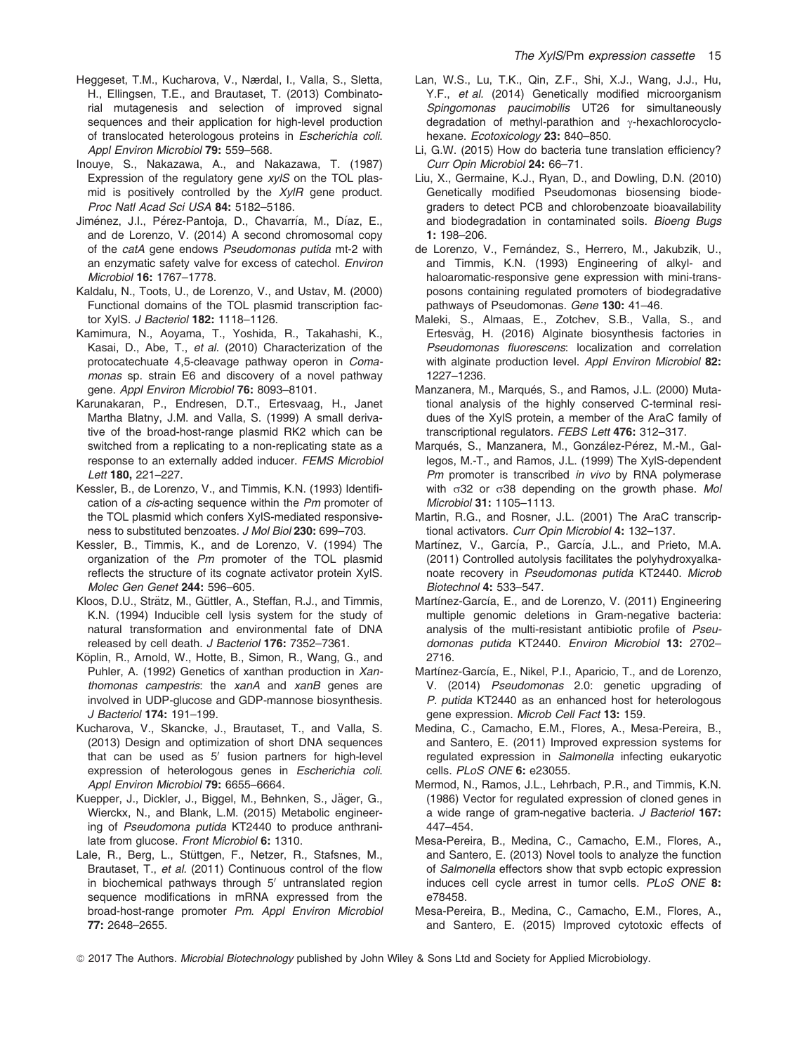Heggeset, T.M., Kucharova, V., Nærdal, I., Valla, S., Sletta, H., Ellingsen, T.E., and Brautaset, T. (2013) Combinatorial mutagenesis and selection of improved signal sequences and their application for high-level production of translocated heterologous proteins in *Escherichia coli*. *Appl Environ Microbiol* **79:** 559–568.

Inouye, S., Nakazawa, A., and Nakazawa, T. (1987) Expression of the regulatory gene *xylS* on the TOL plasmid is positively controlled by the *XylR* gene product. *Proc Natl Acad Sci USA* **84:** 5182–5186.

Jiménez, J.I., Pérez-Pantoja, D., Chavarría, M., Díaz, E., and de Lorenzo, V. (2014) A second chromosomal copy of the *catA* gene endows *Pseudomonas putida* mt-2 with an enzymatic safety valve for excess of catechol. *Environ Microbiol* **16:** 1767–1778.

Kaldalu, N., Toots, U., de Lorenzo, V., and Ustav, M. (2000) Functional domains of the TOL plasmid transcription factor XylS. *J Bacteriol* **182:** 1118–1126.

Kamimura, N., Aoyama, T., Yoshida, R., Takahashi, K., Kasai, D., Abe, T., *et al.* (2010) Characterization of the protocatechuate 4,5-cleavage pathway operon in *Comamonas* sp. strain E6 and discovery of a novel pathway gene. *Appl Environ Microbiol* **76:** 8093–8101.

Karunakaran, P., Endresen, D.T., Ertesvaag, H., Janet Martha Blatny, J.M. and Valla, S. (1999) A small derivative of the broad-host-range plasmid RK2 which can be switched from a replicating to a non-replicating state as a response to an externally added inducer. *FEMS Microbiol Lett* **180,** 221–227.

Kessler, B., de Lorenzo, V., and Timmis, K.N. (1993) Identification of a *cis*-acting sequence within the *Pm* promoter of the TOL plasmid which confers XylS-mediated responsiveness to substituted benzoates. *J Mol Biol* **230:** 699–703.

Kessler, B., Timmis, K., and de Lorenzo, V. (1994) The organization of the *Pm* promoter of the TOL plasmid reflects the structure of its cognate activator protein XylS. *Molec Gen Genet* **244:** 596–605.

Kloos, D.U., Strätz, M., Güttler, A., Steffan, R.J., and Timmis, K.N. (1994) Inducible cell lysis system for the study of natural transformation and environmental fate of DNA released by cell death. *J Bacteriol* **176:** 7352–7361.

Köplin, R., Arnold, W., Hotte, B., Simon, R., Wang, G., and Puhler, A. (1992) Genetics of xanthan production in *Xanthomonas campestris*: the *xanA* and *xanB* genes are involved in UDP-glucose and GDP-mannose biosynthesis. *J Bacteriol* **174:** 191–199.

Kucharova, V., Skancke, J., Brautaset, T., and Valla, S. (2013) Design and optimization of short DNA sequences that can be used as 5′ fusion partners for high-level expression of heterologous genes in *Escherichia coli*. *Appl Environ Microbiol* **79:** 6655–6664.

Kuepper, J., Dickler, J., Biggel, M., Behnken, S., Jäger, G., Wierckx, N., and Blank, L.M. (2015) Metabolic engineering of *Pseudomona putida* KT2440 to produce anthranilate from glucose. *Front Microbiol* **6:** 1310.

Lale, R., Berg, L., Stüttgen, F., Netzer, R., Stafsnes, M., Brautaset, T., *et al.* (2011) Continuous control of the flow in biochemical pathways through 5′ untranslated region sequence modifications in mRNA expressed from the broad-host-range promoter *Pm*. *Appl Environ Microbiol* **77:** 2648–2655.

Lan, W.S., Lu, T.K., Qin, Z.F., Shi, X.J., Wang, J.J., Hu, Y.F., *et al.* (2014) Genetically modified microorganism *Spingomonas paucimobilis* UT26 for simultaneously degradation of methyl-parathion and γ-hexachlorocyclohexane. *Ecotoxicology* **23:** 840–850.

Li, G.W. (2015) How do bacteria tune translation efficiency? *Curr Opin Microbiol* **24:** 66–71.

Liu, X., Germaine, K.J., Ryan, D., and Dowling, D.N. (2010) Genetically modified Pseudomonas biosensing biodegraders to detect PCB and chlorobenzoate bioavailability and biodegradation in contaminated soils. *Bioeng Bugs* **1:** 198–206.

de Lorenzo, V., Fernández, S., Herrero, M., Jakubzik, U., and Timmis, K.N. (1993) Engineering of alkyl- and haloaromatic-responsive gene expression with mini-transposons containing regulated promoters of biodegradative pathways of Pseudomonas. *Gene* **130:** 41–46.

Maleki, S., Almaas, E., Zotchev, S.B., Valla, S., and Ertesvåg, H. (2016) Alginate biosynthesis factories in *Pseudomonas fluorescens*: localization and correlation with alginate production level. *Appl Environ Microbiol* **82:** 1227–1236.

Manzanera, M., Marqués, S., and Ramos, J.L. (2000) Mutational analysis of the highly conserved C-terminal residues of the XylS protein, a member of the AraC family of transcriptional regulators. *FEBS Lett* **476:** 312–317.

Marqués, S., Manzanera, M., González-Pérez, M.-M., Gallegos, M.-T., and Ramos, J.L. (1999) The XylS-dependent *Pm* promoter is transcribed *in vivo* by RNA polymerase with σ32 or σ38 depending on the growth phase. *Mol Microbiol* **31:** 1105–1113.

Martin, R.G., and Rosner, J.L. (2001) The AraC transcriptional activators. *Curr Opin Microbiol* **4:** 132–137.

Martínez, V., García, P., García, J.L., and Prieto, M.A. (2011) Controlled autolysis facilitates the polyhydroxyalkanoate recovery in *Pseudomonas putida* KT2440. *Microb Biotechnol* **4:** 533–547.

Martínez-García, E., and de Lorenzo, V. (2011) Engineering multiple genomic deletions in Gram-negative bacteria: analysis of the multi-resistant antibiotic profile of *Pseudomonas putida* KT2440. *Environ Microbiol* **13:** 2702–2716.

Martínez-García, E., Nikel, P.I., Aparicio, T., and de Lorenzo, V. (2014) *Pseudomonas* 2.0: genetic upgrading of *P. putida* KT2440 as an enhanced host for heterologous gene expression. *Microb Cell Fact* **13:** 159.

Medina, C., Camacho, E.M., Flores, A., Mesa-Pereira, B., and Santero, E. (2011) Improved expression systems for regulated expression in *Salmonella* infecting eukaryotic cells. *PLoS ONE* **6:** e23055.

Mermod, N., Ramos, J.L., Lehrbach, P.R., and Timmis, K.N. (1986) Vector for regulated expression of cloned genes in a wide range of gram-negative bacteria. *J Bacteriol* **167:** 447–454.

Mesa-Pereira, B., Medina, C., Camacho, E.M., Flores, A., and Santero, E. (2013) Novel tools to analyze the function of *Salmonella* effectors show that svpb ectopic expression induces cell cycle arrest in tumor cells. *PLoS ONE* **8:** e78458.

Mesa-Pereira, B., Medina, C., Camacho, E.M., Flores, A., and Santero, E. (2015) Improved cytotoxic effects of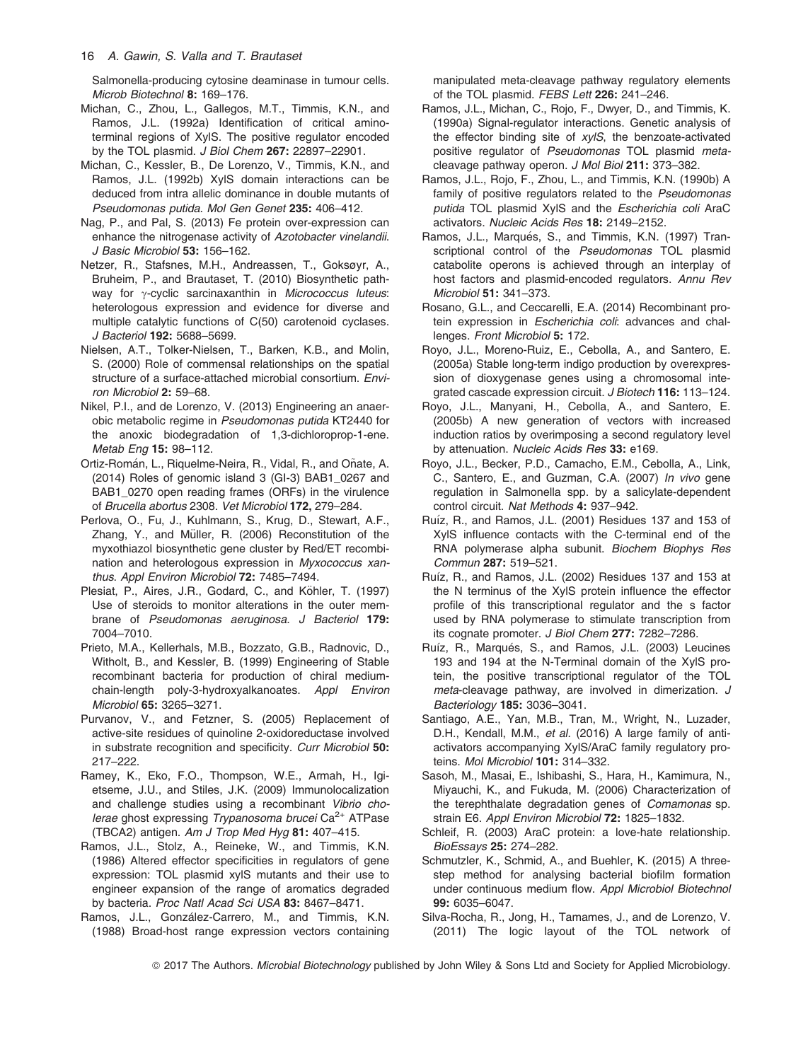Salmonella-producing cytosine deaminase in tumour cells. *Microb Biotechnol* **8:** 169–176.

Michan, C., Zhou, L., Gallegos, M.T., Timmis, K.N., and Ramos, J.L. (1992a) Identification of critical amino-terminal regions of XylS. The positive regulator encoded by the TOL plasmid. *J Biol Chem* **267:** 22897–22901.

Michan, C., Kessler, B., De Lorenzo, V., Timmis, K.N., and Ramos, J.L. (1992b) XylS domain interactions can be deduced from intra allelic dominance in double mutants of *Pseudomonas putida*. *Mol Gen Genet* **235:** 406–412.

Nag, P., and Pal, S. (2013) Fe protein over-expression can enhance the nitrogenase activity of *Azotobacter vinelandii*. *J Basic Microbiol* **53:** 156–162.

Netzer, R., Stafsnes, M.H., Andreassen, T., Goksøyr, A., Bruheim, P., and Brautaset, T. (2010) Biosynthetic pathway for γ-cyclic sarcinaxanthin in *Micrococcus luteus*: heterologous expression and evidence for diverse and multiple catalytic functions of C(50) carotenoid cyclases. *J Bacteriol* **192:** 5688–5699.

Nielsen, A.T., Tolker-Nielsen, T., Barken, K.B., and Molin, S. (2000) Role of commensal relationships on the spatial structure of a surface-attached microbial consortium. *Environ Microbiol* **2:** 59–68.

Nikel, P.I., and de Lorenzo, V. (2013) Engineering an anaerobic metabolic regime in *Pseudomonas putida* KT2440 for the anoxic biodegradation of 1,3-dichloroprop-1-ene. *Metab Eng* **15:** 98–112.

Ortiz-Román, L., Riquelme-Neira, R., Vidal, R., and Oñate, A. (2014) Roles of genomic island 3 (GI-3) BAB1_0267 and BAB1_0270 open reading frames (ORFs) in the virulence of *Brucella abortus* 2308. *Vet Microbiol* **172,** 279–284.

Perlova, O., Fu, J., Kuhlmann, S., Krug, D., Stewart, A.F., Zhang, Y., and Müller, R. (2006) Reconstitution of the myxothiazol biosynthetic gene cluster by Red/ET recombination and heterologous expression in *Myxococcus xanthus*. *Appl Environ Microbiol* **72:** 7485–7494.

Plesiat, P., Aires, J.R., Godard, C., and Köhler, T. (1997) Use of steroids to monitor alterations in the outer membrane of *Pseudomonas aeruginosa*. *J Bacteriol* **179:** 7004–7010.

Prieto, M.A., Kellerhals, M.B., Bozzato, G.B., Radnovic, D., Witholt, B., and Kessler, B. (1999) Engineering of Stable recombinant bacteria for production of chiral medium-chain-length poly-3-hydroxyalkanoates. *Appl Environ Microbiol* **65:** 3265–3271.

Purvanov, V., and Fetzner, S. (2005) Replacement of active-site residues of quinoline 2-oxidoreductase involved in substrate recognition and specificity. *Curr Microbiol* **50:** 217–222.

Ramey, K., Eko, F.O., Thompson, W.E., Armah, H., Igietseme, J.U., and Stiles, J.K. (2009) Immunolocalization and challenge studies using a recombinant *Vibrio cholerae* ghost expressing *Trypanosoma brucei* $Ca^{2+}$ ATPase (TBCA2) antigen. *Am J Trop Med Hyg* **81:** 407–415.

Ramos, J.L., Stolz, A., Reineke, W., and Timmis, K.N. (1986) Altered effector specificities in regulators of gene expression: TOL plasmid xylS mutants and their use to engineer expansion of the range of aromatics degraded by bacteria. *Proc Natl Acad Sci USA* **83:** 8467–8471.

Ramos, J.L., González-Carrero, M., and Timmis, K.N. (1988) Broad-host range expression vectors containing manipulated meta-cleavage pathway regulatory elements of the TOL plasmid. *FEBS Lett* **226:** 241–246.

Ramos, J.L., Michan, C., Rojo, F., Dwyer, D., and Timmis, K. (1990a) Signal-regulator interactions. Genetic analysis of the effector binding site of *xylS*, the benzoate-activated positive regulator of *Pseudomonas* TOL plasmid *meta*-cleavage pathway operon. *J Mol Biol* **211:** 373–382.

Ramos, J.L., Rojo, F., Zhou, L., and Timmis, K.N. (1990b) A family of positive regulators related to the *Pseudomonas putida* TOL plasmid XylS and the *Escherichia coli* AraC activators. *Nucleic Acids Res* **18:** 2149–2152.

Ramos, J.L., Marqués, S., and Timmis, K.N. (1997) Transcriptional control of the *Pseudomonas* TOL plasmid catabolite operons is achieved through an interplay of host factors and plasmid-encoded regulators. *Annu Rev Microbiol* **51:** 341–373.

Rosano, G.L., and Ceccarelli, E.A. (2014) Recombinant protein expression in *Escherichia coli*: advances and challenges. *Front Microbiol* **5:** 172.

Royo, J.L., Moreno-Ruiz, E., Cebolla, A., and Santero, E. (2005a) Stable long-term indigo production by overexpression of dioxygenase genes using a chromosomal integrated cascade expression circuit. *J Biotech* **116:** 113–124.

Royo, J.L., Manyani, H., Cebolla, A., and Santero, E. (2005b) A new generation of vectors with increased induction ratios by overimposing a second regulatory level by attenuation. *Nucleic Acids Res* **33:** e169.

Royo, J.L., Becker, P.D., Camacho, E.M., Cebolla, A., Link, C., Santero, E., and Guzman, C.A. (2007) *In vivo* gene regulation in Salmonella spp. by a salicylate-dependent control circuit. *Nat Methods* **4:** 937–942.

Ruíz, R., and Ramos, J.L. (2001) Residues 137 and 153 of XylS influence contacts with the C-terminal end of the RNA polymerase alpha subunit. *Biochem Biophys Res Commun* **287:** 519–521.

Ruíz, R., and Ramos, J.L. (2002) Residues 137 and 153 at the N terminus of the XylS protein influence the effector profile of this transcriptional regulator and the s factor used by RNA polymerase to stimulate transcription from its cognate promoter. *J Biol Chem* **277:** 7282–7286.

Ruíz, R., Marqués, S., and Ramos, J.L. (2003) Leucines 193 and 194 at the N-Terminal domain of the XylS protein, the positive transcriptional regulator of the TOL *meta*-cleavage pathway, are involved in dimerization. *J Bacteriology* **185:** 3036–3041.

Santiago, A.E., Yan, M.B., Tran, M., Wright, N., Luzader, D.H., Kendall, M.M., *et al.* (2016) A large family of anti-activators accompanying XylS/AraC family regulatory proteins. *Mol Microbiol* **101:** 314–332.

Sasoh, M., Masai, E., Ishibashi, S., Hara, H., Kamimura, N., Miyauchi, K., and Fukuda, M. (2006) Characterization of the terephthalate degradation genes of *Comamonas* sp. strain E6. *Appl Environ Microbiol* **72:** 1825–1832.

Schleif, R. (2003) AraC protein: a love-hate relationship. *BioEssays* **25:** 274–282.

Schmutzler, K., Schmid, A., and Buehler, K. (2015) A three-step method for analysing bacterial biofilm formation under continuous medium flow. *Appl Microbiol Biotechnol* **99:** 6035–6047.

Silva-Rocha, R., Jong, H., Tamames, J., and de Lorenzo, V. (2011) The logic layout of the TOL network of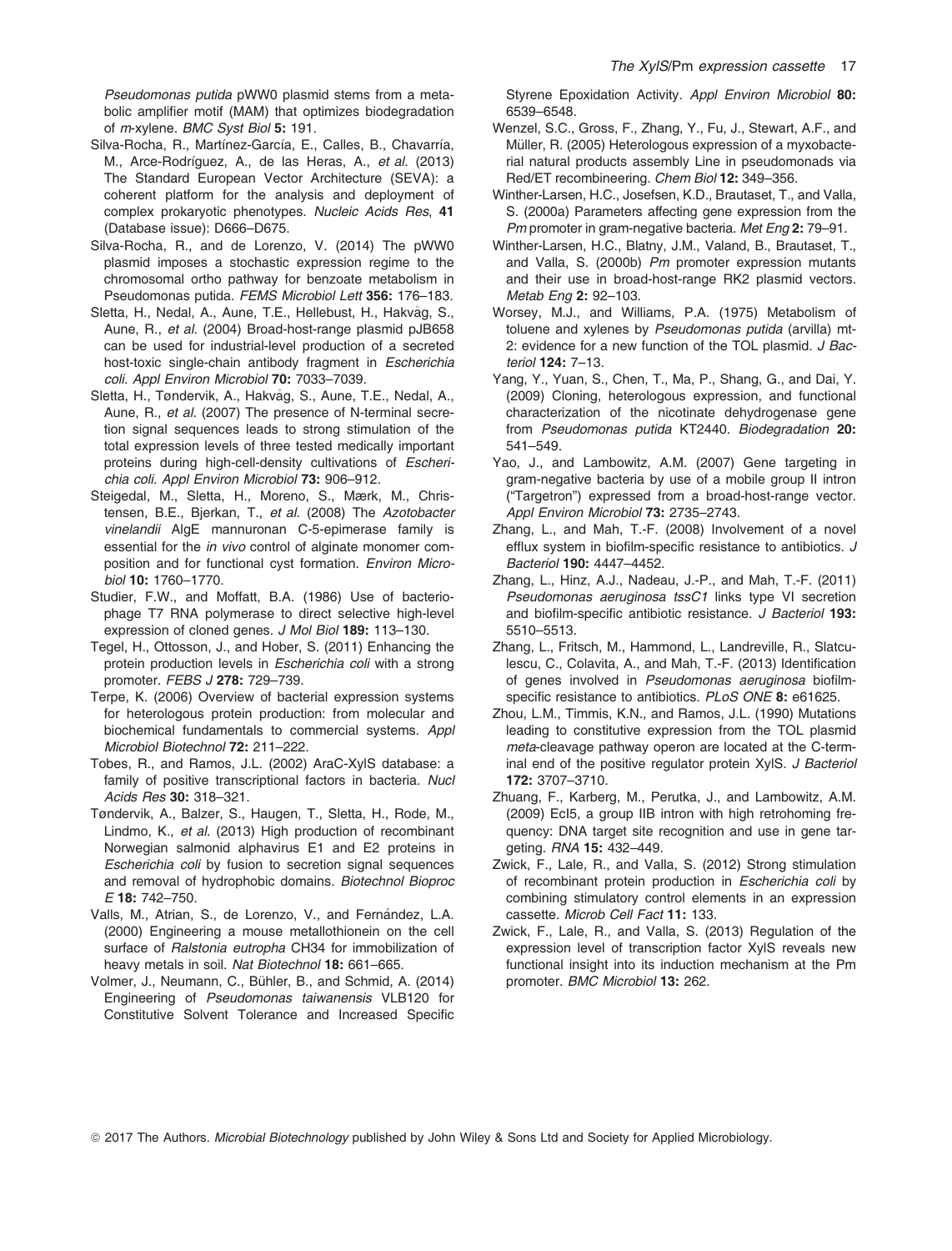*Pseudomonas putida* pWW0 plasmid stems from a metabolic amplifier motif (MAM) that optimizes biodegradation of *m*-xylene. *BMC Syst Biol* **5:** 191.

Silva-Rocha, R., Martínez-García, E., Calles, B., Chavarría, M., Arce-Rodríguez, A., de las Heras, A., *et al.* (2013) The Standard European Vector Architecture (SEVA): a coherent platform for the analysis and deployment of complex prokaryotic phenotypes. *Nucleic Acids Res*, **41** (Database issue): D666–D675.

Silva-Rocha, R., and de Lorenzo, V. (2014) The pWW0 plasmid imposes a stochastic expression regime to the chromosomal ortho pathway for benzoate metabolism in Pseudomonas putida. *FEMS Microbiol Lett* **356:** 176–183.

Sletta, H., Nedal, A., Aune, T.E., Hellebust, H., Hakvåg, S., Aune, R., *et al.* (2004) Broad-host-range plasmid pJB658 can be used for industrial-level production of a secreted host-toxic single-chain antibody fragment in *Escherichia coli*. *Appl Environ Microbiol* **70:** 7033–7039.

Sletta, H., Tøndervik, A., Hakvåg, S., Aune, T.E., Nedal, A., Aune, R., *et al.* (2007) The presence of N-terminal secretion signal sequences leads to strong stimulation of the total expression levels of three tested medically important proteins during high-cell-density cultivations of *Escherichia coli*. *Appl Environ Microbiol* **73:** 906–912.

Steigedal, M., Sletta, H., Moreno, S., Mærk, M., Christensen, B.E., Bjerkan, T., *et al.* (2008) The *Azotobacter vinelandii* AlgE mannuronan C-5-epimerase family is essential for the *in vivo* control of alginate monomer composition and for functional cyst formation. *Environ Microbiol* **10:** 1760–1770.

Studier, F.W., and Moffatt, B.A. (1986) Use of bacteriophage T7 RNA polymerase to direct selective high-level expression of cloned genes. *J Mol Biol* **189:** 113–130.

Tegel, H., Ottosson, J., and Hober, S. (2011) Enhancing the protein production levels in *Escherichia coli* with a strong promoter. *FEBS J* **278:** 729–739.

Terpe, K. (2006) Overview of bacterial expression systems for heterologous protein production: from molecular and biochemical fundamentals to commercial systems. *Appl Microbiol Biotechnol* **72:** 211–222.

Tobes, R., and Ramos, J.L. (2002) AraC-XylS database: a family of positive transcriptional factors in bacteria. *Nucl Acids Res* **30:** 318–321.

Tøndervik, A., Balzer, S., Haugen, T., Sletta, H., Rode, M., Lindmo, K., *et al.* (2013) High production of recombinant Norwegian salmonid alphavirus E1 and E2 proteins in *Escherichia coli* by fusion to secretion signal sequences and removal of hydrophobic domains. *Biotechnol Bioproc E* **18:** 742–750.

Valls, M., Atrian, S., de Lorenzo, V., and Fernández, L.A. (2000) Engineering a mouse metallothionein on the cell surface of *Ralstonia eutropha* CH34 for immobilization of heavy metals in soil. *Nat Biotechnol* **18:** 661–665.

Volmer, J., Neumann, C., Bühler, B., and Schmid, A. (2014) Engineering of *Pseudomonas taiwanensis* VLB120 for Constitutive Solvent Tolerance and Increased Specific Styrene Epoxidation Activity. *Appl Environ Microbiol* **80:** 6539–6548.

Wenzel, S.C., Gross, F., Zhang, Y., Fu, J., Stewart, A.F., and Müller, R. (2005) Heterologous expression of a myxobacterial natural products assembly Line in pseudomonads via Red/ET recombineering. *Chem Biol* **12:** 349–356.

Winther-Larsen, H.C., Josefsen, K.D., Brautaset, T., and Valla, S. (2000a) Parameters affecting gene expression from the *Pm* promoter in gram-negative bacteria. *Met Eng* **2:** 79–91.

Winther-Larsen, H.C., Blatny, J.M., Valand, B., Brautaset, T., and Valla, S. (2000b) *Pm* promoter expression mutants and their use in broad-host-range RK2 plasmid vectors. *Metab Eng* **2:** 92–103.

Worsey, M.J., and Williams, P.A. (1975) Metabolism of toluene and xylenes by *Pseudomonas putida* (arvilla) mt-2: evidence for a new function of the TOL plasmid. *J Bacteriol* **124:** 7–13.

Yang, Y., Yuan, S., Chen, T., Ma, P., Shang, G., and Dai, Y. (2009) Cloning, heterologous expression, and functional characterization of the nicotinate dehydrogenase gene from *Pseudomonas putida* KT2440. *Biodegradation* **20:** 541–549.

Yao, J., and Lambowitz, A.M. (2007) Gene targeting in gram-negative bacteria by use of a mobile group II intron ("Targetron") expressed from a broad-host-range vector. *Appl Environ Microbiol* **73:** 2735–2743.

Zhang, L., and Mah, T.-F. (2008) Involvement of a novel efflux system in biofilm-specific resistance to antibiotics. *J Bacteriol* **190:** 4447–4452.

Zhang, L., Hinz, A.J., Nadeau, J.-P., and Mah, T.-F. (2011) *Pseudomonas aeruginosa tssC1* links type VI secretion and biofilm-specific antibiotic resistance. *J Bacteriol* **193:** 5510–5513.

Zhang, L., Fritsch, M., Hammond, L., Landreville, R., Slatculescu, C., Colavita, A., and Mah, T.-F. (2013) Identification of genes involved in *Pseudomonas aeruginosa* biofilm-specific resistance to antibiotics. *PLoS ONE* **8:** e61625.

Zhou, L.M., Timmis, K.N., and Ramos, J.L. (1990) Mutations leading to constitutive expression from the TOL plasmid *meta*-cleavage pathway operon are located at the C-terminal end of the positive regulator protein XylS. *J Bacteriol* **172:** 3707–3710.

Zhuang, F., Karberg, M., Perutka, J., and Lambowitz, A.M. (2009) EcI5, a group IIB intron with high retrohoming frequency: DNA target site recognition and use in gene targeting. *RNA* **15:** 432–449.

Zwick, F., Lale, R., and Valla, S. (2012) Strong stimulation of recombinant protein production in *Escherichia coli* by combining stimulatory control elements in an expression cassette. *Microb Cell Fact* **11:** 133.

Zwick, F., Lale, R., and Valla, S. (2013) Regulation of the expression level of transcription factor XylS reveals new functional insight into its induction mechanism at the Pm promoter. *BMC Microbiol* **13:** 262.